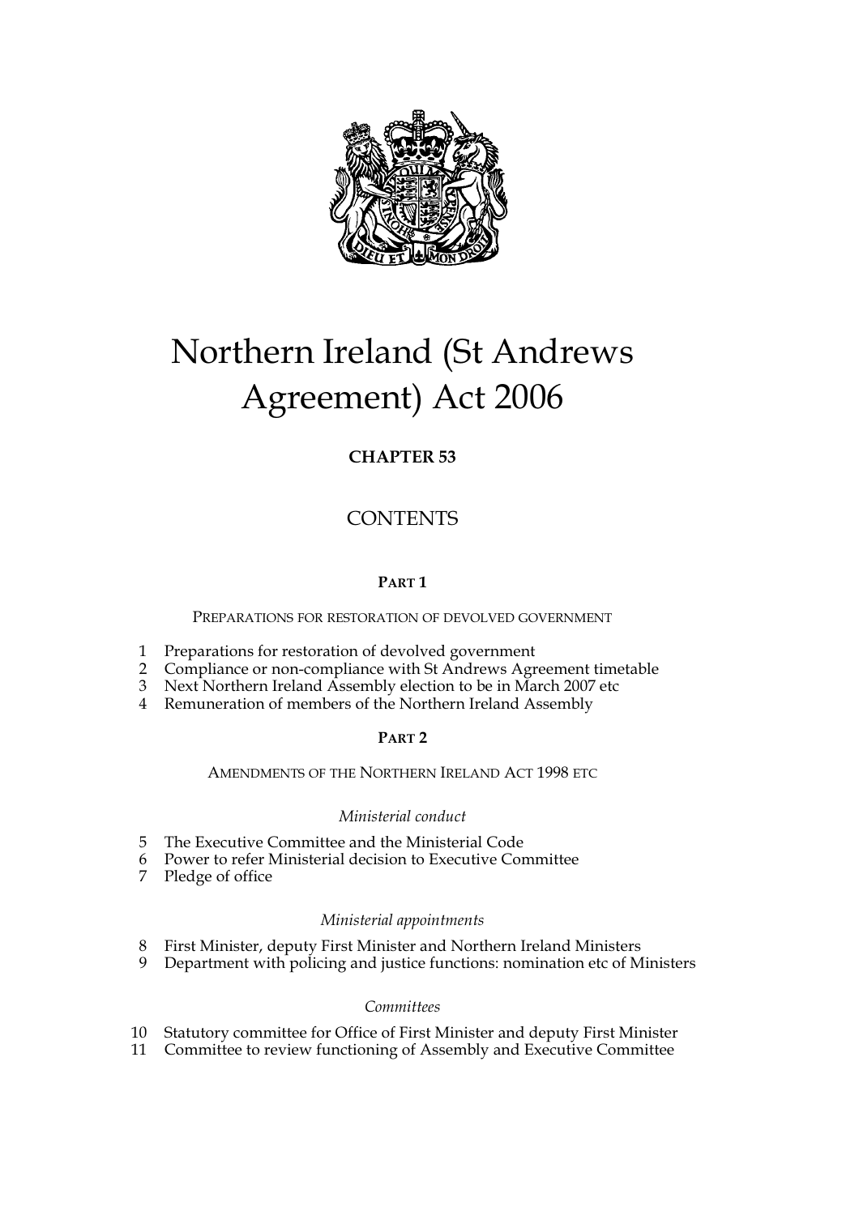# Northern Ireland (St Andrews Agreement) Act 2006

**CHAPTER 53**

## CONTENTS

**PART 1**

PREPARATIONS FOR RESTORATION OF DEVOLVED GOVERNMENT

1 Preparations for restoration of devolved government
2 Compliance or non-compliance with St Andrews Agreement timetable
3 Next Northern Ireland Assembly election to be in March 2007 etc
4 Remuneration of members of the Northern Ireland Assembly

**PART 2**

AMENDMENTS OF THE NORTHERN IRELAND ACT 1998 ETC

*Ministerial conduct*

5 The Executive Committee and the Ministerial Code
6 Power to refer Ministerial decision to Executive Committee
7 Pledge of office

*Ministerial appointments*

8 First Minister, deputy First Minister and Northern Ireland Ministers
9 Department with policing and justice functions: nomination etc of Ministers

*Committees*

10 Statutory committee for Office of First Minister and deputy First Minister
11 Committee to review functioning of Assembly and Executive Committee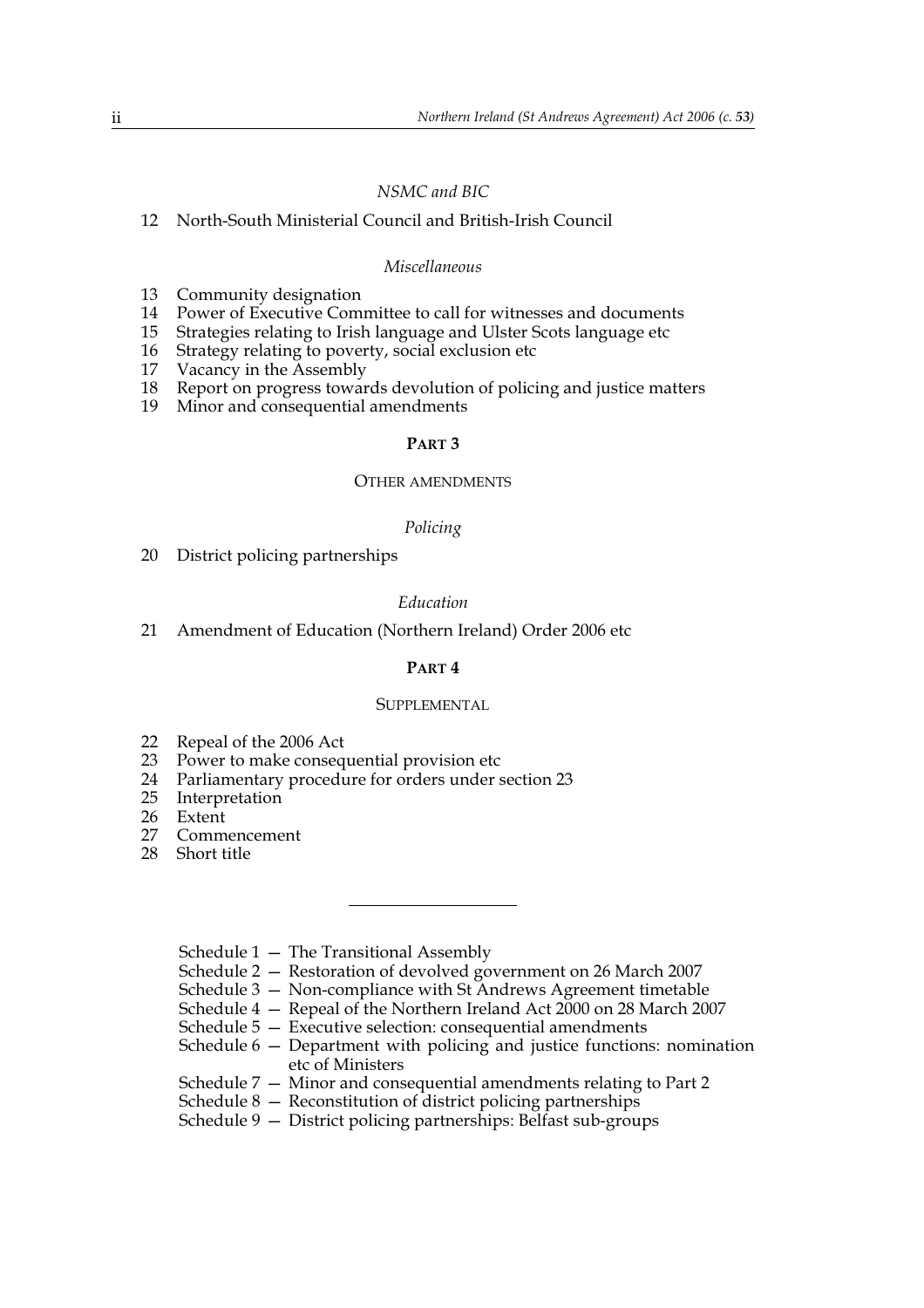*NSMC and BIC*

12 North-South Ministerial Council and British-Irish Council

*Miscellaneous*

13 Community designation
14 Power of Executive Committee to call for witnesses and documents
15 Strategies relating to Irish language and Ulster Scots language etc
16 Strategy relating to poverty, social exclusion etc
17 Vacancy in the Assembly
18 Report on progress towards devolution of policing and justice matters
19 Minor and consequential amendments

**PART 3**

OTHER AMENDMENTS

*Policing*

20 District policing partnerships

*Education*

21 Amendment of Education (Northern Ireland) Order 2006 etc

**PART 4**

SUPPLEMENTAL

22 Repeal of the 2006 Act
23 Power to make consequential provision etc
24 Parliamentary procedure for orders under section 23
25 Interpretation
26 Extent
27 Commencement
28 Short title

---

Schedule 1 — The Transitional Assembly
Schedule 2 — Restoration of devolved government on 26 March 2007
Schedule 3 — Non-compliance with St Andrews Agreement timetable
Schedule 4 — Repeal of the Northern Ireland Act 2000 on 28 March 2007
Schedule 5 — Executive selection: consequential amendments
Schedule 6 — Department with policing and justice functions: nomination etc of Ministers
Schedule 7 — Minor and consequential amendments relating to Part 2
Schedule 8 — Reconstitution of district policing partnerships
Schedule 9 — District policing partnerships: Belfast sub-groups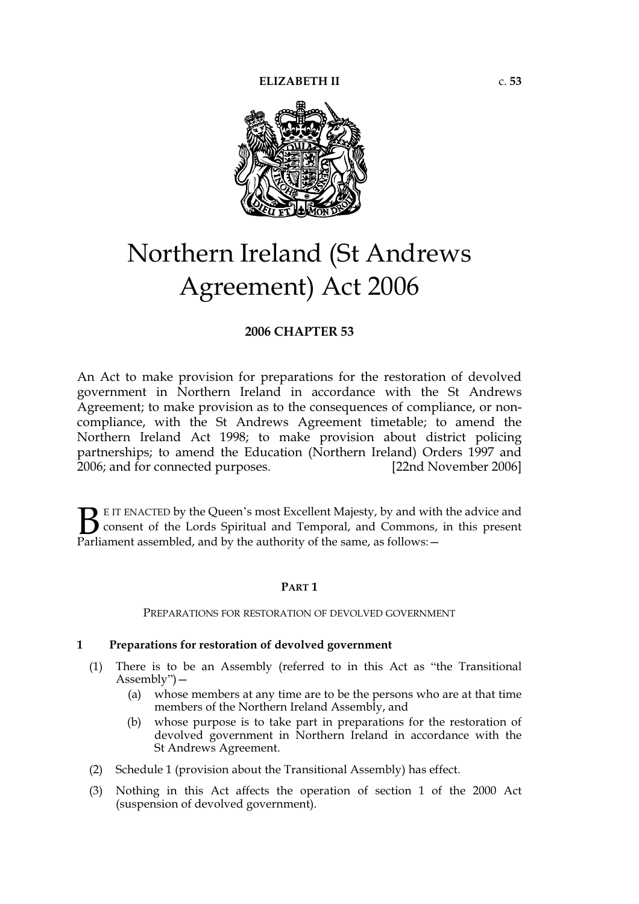**ELIZABETH II** c. **53**

# Northern Ireland (St Andrews Agreement) Act 2006

**2006 CHAPTER 53**

An Act to make provision for preparations for the restoration of devolved government in Northern Ireland in accordance with the St Andrews Agreement; to make provision as to the consequences of compliance, or non-compliance, with the St Andrews Agreement timetable; to amend the Northern Ireland Act 1998; to make provision about district policing partnerships; to amend the Education (Northern Ireland) Orders 1997 and 2006; and for connected purposes. [22nd November 2006]

BE IT ENACTED by the Queen's most Excellent Majesty, by and with the advice and consent of the Lords Spiritual and Temporal, and Commons, in this present Parliament assembled, and by the authority of the same, as follows:—

## PART 1

### PREPARATIONS FOR RESTORATION OF DEVOLVED GOVERNMENT

**1 Preparations for restoration of devolved government**

(1) There is to be an Assembly (referred to in this Act as "the Transitional Assembly")—

  (a) whose members at any time are to be the persons who are at that time members of the Northern Ireland Assembly, and

  (b) whose purpose is to take part in preparations for the restoration of devolved government in Northern Ireland in accordance with the St Andrews Agreement.

(2) Schedule 1 (provision about the Transitional Assembly) has effect.

(3) Nothing in this Act affects the operation of section 1 of the 2000 Act (suspension of devolved government).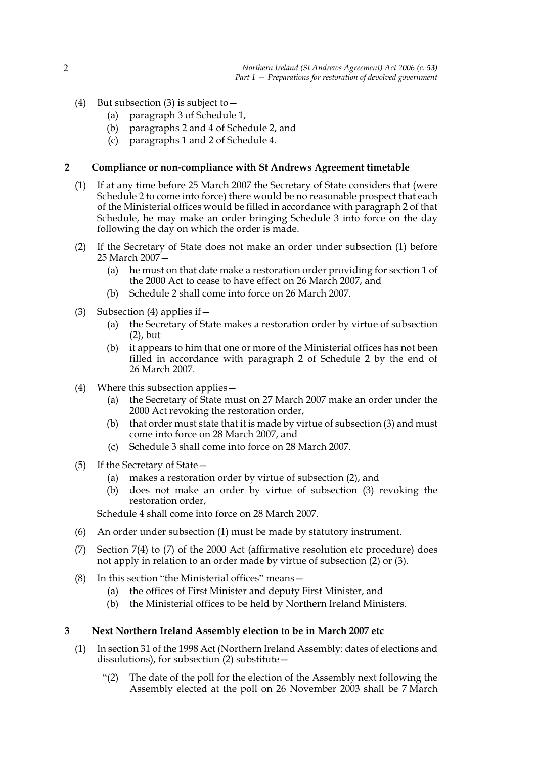(4) But subsection (3) is subject to—
   (a) paragraph 3 of Schedule 1,
   (b) paragraphs 2 and 4 of Schedule 2, and
   (c) paragraphs 1 and 2 of Schedule 4.

## 2 Compliance or non-compliance with St Andrews Agreement timetable

(1) If at any time before 25 March 2007 the Secretary of State considers that (were Schedule 2 to come into force) there would be no reasonable prospect that each of the Ministerial offices would be filled in accordance with paragraph 2 of that Schedule, he may make an order bringing Schedule 3 into force on the day following the day on which the order is made.

(2) If the Secretary of State does not make an order under subsection (1) before 25 March 2007—
   (a) he must on that date make a restoration order providing for section 1 of the 2000 Act to cease to have effect on 26 March 2007, and
   (b) Schedule 2 shall come into force on 26 March 2007.

(3) Subsection (4) applies if—
   (a) the Secretary of State makes a restoration order by virtue of subsection (2), but
   (b) it appears to him that one or more of the Ministerial offices has not been filled in accordance with paragraph 2 of Schedule 2 by the end of 26 March 2007.

(4) Where this subsection applies—
   (a) the Secretary of State must on 27 March 2007 make an order under the 2000 Act revoking the restoration order,
   (b) that order must state that it is made by virtue of subsection (3) and must come into force on 28 March 2007, and
   (c) Schedule 3 shall come into force on 28 March 2007.

(5) If the Secretary of State—
   (a) makes a restoration order by virtue of subsection (2), and
   (b) does not make an order by virtue of subsection (3) revoking the restoration order,

   Schedule 4 shall come into force on 28 March 2007.

(6) An order under subsection (1) must be made by statutory instrument.

(7) Section 7(4) to (7) of the 2000 Act (affirmative resolution etc procedure) does not apply in relation to an order made by virtue of subsection (2) or (3).

(8) In this section "the Ministerial offices" means—
   (a) the offices of First Minister and deputy First Minister, and
   (b) the Ministerial offices to be held by Northern Ireland Ministers.

## 3 Next Northern Ireland Assembly election to be in March 2007 etc

(1) In section 31 of the 1998 Act (Northern Ireland Assembly: dates of elections and dissolutions), for subsection (2) substitute—

   "(2) The date of the poll for the election of the Assembly next following the Assembly elected at the poll on 26 November 2003 shall be 7 March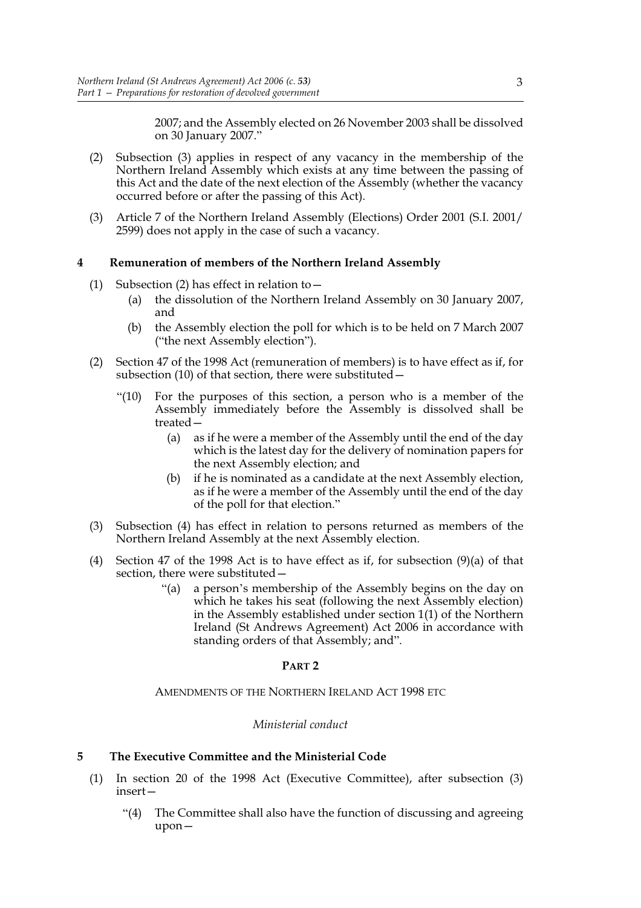2007; and the Assembly elected on 26 November 2003 shall be dissolved on 30 January 2007."

(2) Subsection (3) applies in respect of any vacancy in the membership of the Northern Ireland Assembly which exists at any time between the passing of this Act and the date of the next election of the Assembly (whether the vacancy occurred before or after the passing of this Act).

(3) Article 7 of the Northern Ireland Assembly (Elections) Order 2001 (S.I. 2001/2599) does not apply in the case of such a vacancy.

### 4 Remuneration of members of the Northern Ireland Assembly

(1) Subsection (2) has effect in relation to—

(a) the dissolution of the Northern Ireland Assembly on 30 January 2007, and

(b) the Assembly election the poll for which is to be held on 7 March 2007 ("the next Assembly election").

(2) Section 47 of the 1998 Act (remuneration of members) is to have effect as if, for subsection (10) of that section, there were substituted—

"(10) For the purposes of this section, a person who is a member of the Assembly immediately before the Assembly is dissolved shall be treated—

(a) as if he were a member of the Assembly until the end of the day which is the latest day for the delivery of nomination papers for the next Assembly election; and

(b) if he is nominated as a candidate at the next Assembly election, as if he were a member of the Assembly until the end of the day of the poll for that election."

(3) Subsection (4) has effect in relation to persons returned as members of the Northern Ireland Assembly at the next Assembly election.

(4) Section 47 of the 1998 Act is to have effect as if, for subsection (9)(a) of that section, there were substituted—

"(a) a person's membership of the Assembly begins on the day on which he takes his seat (following the next Assembly election) in the Assembly established under section 1(1) of the Northern Ireland (St Andrews Agreement) Act 2006 in accordance with standing orders of that Assembly; and".

## PART 2

AMENDMENTS OF THE NORTHERN IRELAND ACT 1998 ETC

*Ministerial conduct*

### 5 The Executive Committee and the Ministerial Code

(1) In section 20 of the 1998 Act (Executive Committee), after subsection (3) insert—

"(4) The Committee shall also have the function of discussing and agreeing upon—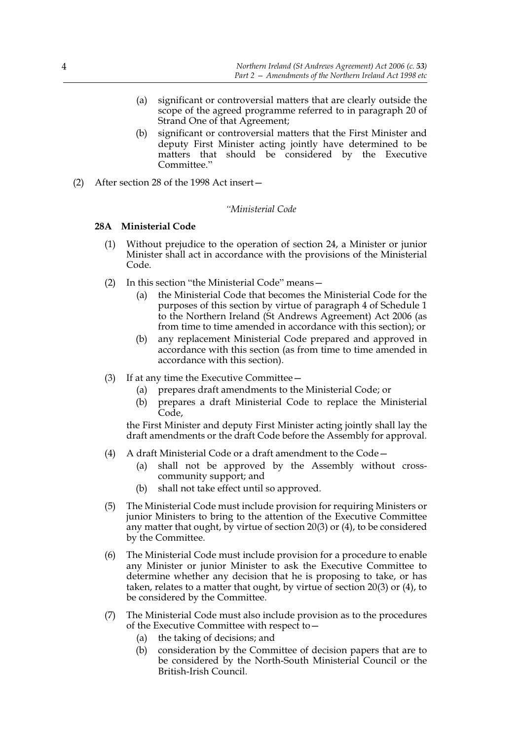(a) significant or controversial matters that are clearly outside the scope of the agreed programme referred to in paragraph 20 of Strand One of that Agreement;

(b) significant or controversial matters that the First Minister and deputy First Minister acting jointly have determined to be matters that should be considered by the Executive Committee."

(2) After section 28 of the 1998 Act insert—

*"Ministerial Code*

**28A Ministerial Code**

(1) Without prejudice to the operation of section 24, a Minister or junior Minister shall act in accordance with the provisions of the Ministerial Code.

(2) In this section "the Ministerial Code" means—

(a) the Ministerial Code that becomes the Ministerial Code for the purposes of this section by virtue of paragraph 4 of Schedule 1 to the Northern Ireland (St Andrews Agreement) Act 2006 (as from time to time amended in accordance with this section); or

(b) any replacement Ministerial Code prepared and approved in accordance with this section (as from time to time amended in accordance with this section).

(3) If at any time the Executive Committee—

(a) prepares draft amendments to the Ministerial Code; or

(b) prepares a draft Ministerial Code to replace the Ministerial Code,

the First Minister and deputy First Minister acting jointly shall lay the draft amendments or the draft Code before the Assembly for approval.

(4) A draft Ministerial Code or a draft amendment to the Code—

(a) shall not be approved by the Assembly without cross-community support; and

(b) shall not take effect until so approved.

(5) The Ministerial Code must include provision for requiring Ministers or junior Ministers to bring to the attention of the Executive Committee any matter that ought, by virtue of section 20(3) or (4), to be considered by the Committee.

(6) The Ministerial Code must include provision for a procedure to enable any Minister or junior Minister to ask the Executive Committee to determine whether any decision that he is proposing to take, or has taken, relates to a matter that ought, by virtue of section 20(3) or (4), to be considered by the Committee.

(7) The Ministerial Code must also include provision as to the procedures of the Executive Committee with respect to—

(a) the taking of decisions; and

(b) consideration by the Committee of decision papers that are to be considered by the North-South Ministerial Council or the British-Irish Council.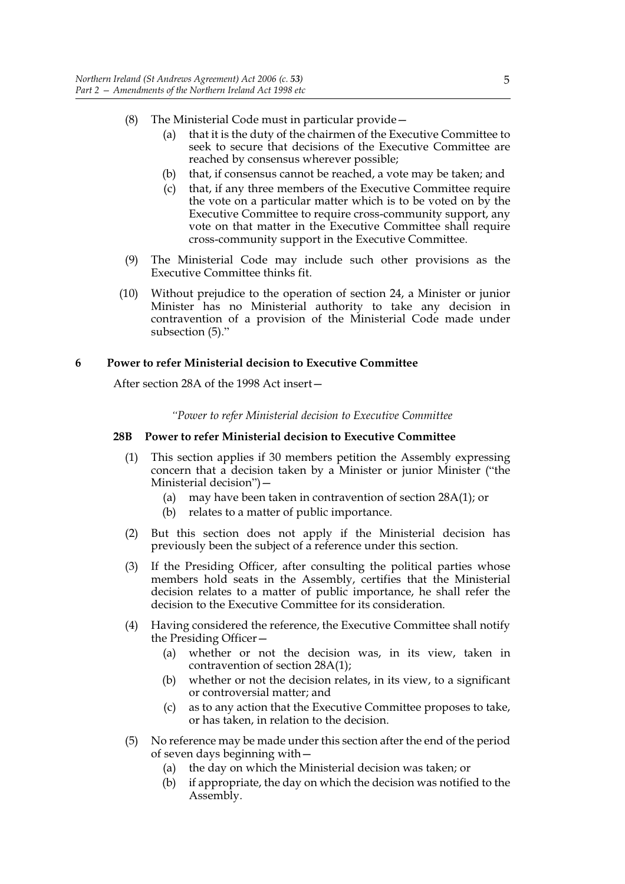(8) The Ministerial Code must in particular provide—

   (a) that it is the duty of the chairmen of the Executive Committee to seek to secure that decisions of the Executive Committee are reached by consensus wherever possible;

   (b) that, if consensus cannot be reached, a vote may be taken; and

   (c) that, if any three members of the Executive Committee require the vote on a particular matter which is to be voted on by the Executive Committee to require cross-community support, any vote on that matter in the Executive Committee shall require cross-community support in the Executive Committee.

(9) The Ministerial Code may include such other provisions as the Executive Committee thinks fit.

(10) Without prejudice to the operation of section 24, a Minister or junior Minister has no Ministerial authority to take any decision in contravention of a provision of the Ministerial Code made under subsection (5)."

**6 Power to refer Ministerial decision to Executive Committee**

After section 28A of the 1998 Act insert—

*"Power to refer Ministerial decision to Executive Committee*

**28B Power to refer Ministerial decision to Executive Committee**

(1) This section applies if 30 members petition the Assembly expressing concern that a decision taken by a Minister or junior Minister ("the Ministerial decision")—

   (a) may have been taken in contravention of section 28A(1); or

   (b) relates to a matter of public importance.

(2) But this section does not apply if the Ministerial decision has previously been the subject of a reference under this section.

(3) If the Presiding Officer, after consulting the political parties whose members hold seats in the Assembly, certifies that the Ministerial decision relates to a matter of public importance, he shall refer the decision to the Executive Committee for its consideration.

(4) Having considered the reference, the Executive Committee shall notify the Presiding Officer—

   (a) whether or not the decision was, in its view, taken in contravention of section 28A(1);

   (b) whether or not the decision relates, in its view, to a significant or controversial matter; and

   (c) as to any action that the Executive Committee proposes to take, or has taken, in relation to the decision.

(5) No reference may be made under this section after the end of the period of seven days beginning with—

   (a) the day on which the Ministerial decision was taken; or

   (b) if appropriate, the day on which the decision was notified to the Assembly.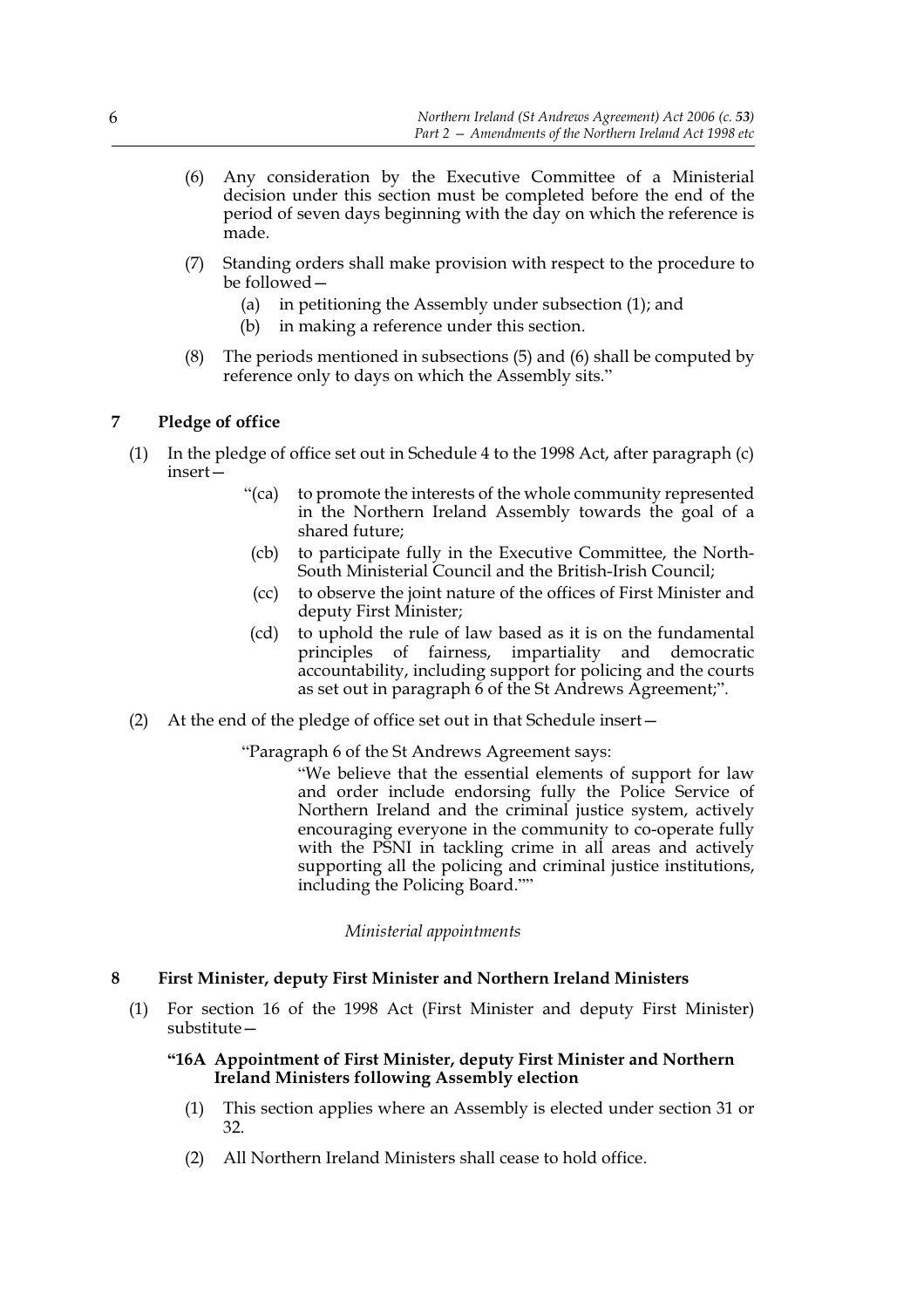(6) Any consideration by the Executive Committee of a Ministerial decision under this section must be completed before the end of the period of seven days beginning with the day on which the reference is made.

(7) Standing orders shall make provision with respect to the procedure to be followed—

(a) in petitioning the Assembly under subsection (1); and

(b) in making a reference under this section.

(8) The periods mentioned in subsections (5) and (6) shall be computed by reference only to days on which the Assembly sits."

## 7 Pledge of office

(1) In the pledge of office set out in Schedule 4 to the 1998 Act, after paragraph (c) insert—

"(ca) to promote the interests of the whole community represented in the Northern Ireland Assembly towards the goal of a shared future;

(cb) to participate fully in the Executive Committee, the North-South Ministerial Council and the British-Irish Council;

(cc) to observe the joint nature of the offices of First Minister and deputy First Minister;

(cd) to uphold the rule of law based as it is on the fundamental principles of fairness, impartiality and democratic accountability, including support for policing and the courts as set out in paragraph 6 of the St Andrews Agreement;".

(2) At the end of the pledge of office set out in that Schedule insert—

"Paragraph 6 of the St Andrews Agreement says:

"We believe that the essential elements of support for law and order include endorsing fully the Police Service of Northern Ireland and the criminal justice system, actively encouraging everyone in the community to co-operate fully with the PSNI in tackling crime in all areas and actively supporting all the policing and criminal justice institutions, including the Policing Board.""

*Ministerial appointments*

## 8 First Minister, deputy First Minister and Northern Ireland Ministers

(1) For section 16 of the 1998 Act (First Minister and deputy First Minister) substitute—

**"16A Appointment of First Minister, deputy First Minister and Northern Ireland Ministers following Assembly election**

(1) This section applies where an Assembly is elected under section 31 or 32.

(2) All Northern Ireland Ministers shall cease to hold office.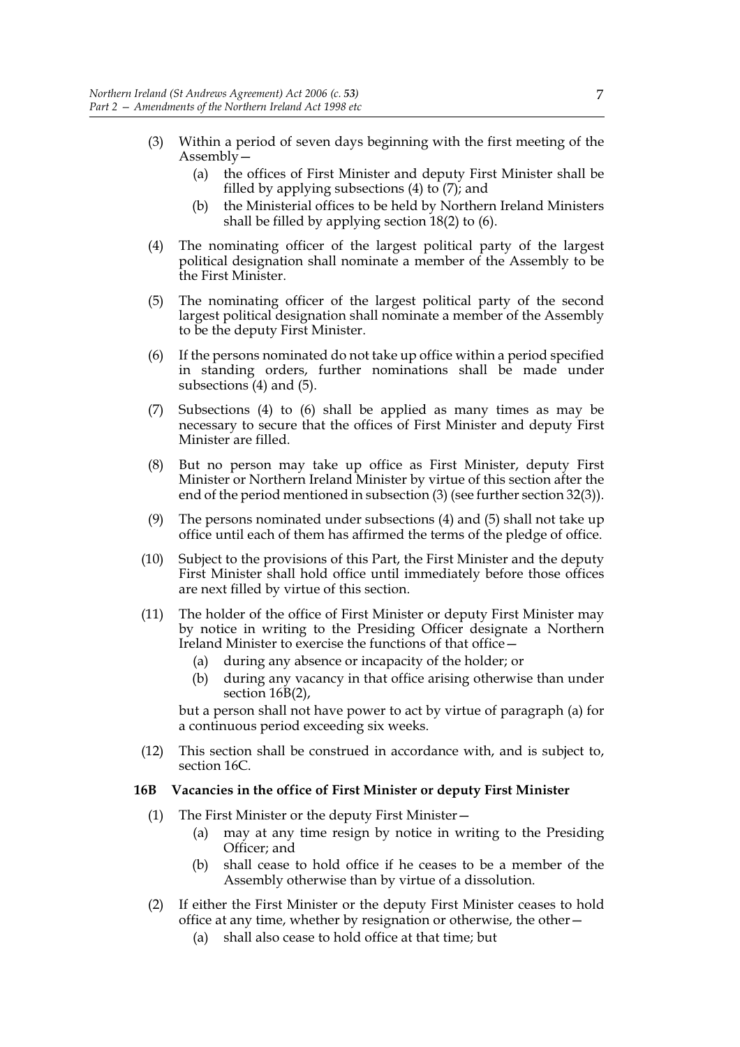(3) Within a period of seven days beginning with the first meeting of the Assembly—

   (a) the offices of First Minister and deputy First Minister shall be filled by applying subsections (4) to (7); and

   (b) the Ministerial offices to be held by Northern Ireland Ministers shall be filled by applying section 18(2) to (6).

(4) The nominating officer of the largest political party of the largest political designation shall nominate a member of the Assembly to be the First Minister.

(5) The nominating officer of the largest political party of the second largest political designation shall nominate a member of the Assembly to be the deputy First Minister.

(6) If the persons nominated do not take up office within a period specified in standing orders, further nominations shall be made under subsections (4) and (5).

(7) Subsections (4) to (6) shall be applied as many times as may be necessary to secure that the offices of First Minister and deputy First Minister are filled.

(8) But no person may take up office as First Minister, deputy First Minister or Northern Ireland Minister by virtue of this section after the end of the period mentioned in subsection (3) (see further section 32(3)).

(9) The persons nominated under subsections (4) and (5) shall not take up office until each of them has affirmed the terms of the pledge of office.

(10) Subject to the provisions of this Part, the First Minister and the deputy First Minister shall hold office until immediately before those offices are next filled by virtue of this section.

(11) The holder of the office of First Minister or deputy First Minister may by notice in writing to the Presiding Officer designate a Northern Ireland Minister to exercise the functions of that office—

   (a) during any absence or incapacity of the holder; or

   (b) during any vacancy in that office arising otherwise than under section 16B(2),

   but a person shall not have power to act by virtue of paragraph (a) for a continuous period exceeding six weeks.

(12) This section shall be construed in accordance with, and is subject to, section 16C.

**16B Vacancies in the office of First Minister or deputy First Minister**

(1) The First Minister or the deputy First Minister—

   (a) may at any time resign by notice in writing to the Presiding Officer; and

   (b) shall cease to hold office if he ceases to be a member of the Assembly otherwise than by virtue of a dissolution.

(2) If either the First Minister or the deputy First Minister ceases to hold office at any time, whether by resignation or otherwise, the other—

   (a) shall also cease to hold office at that time; but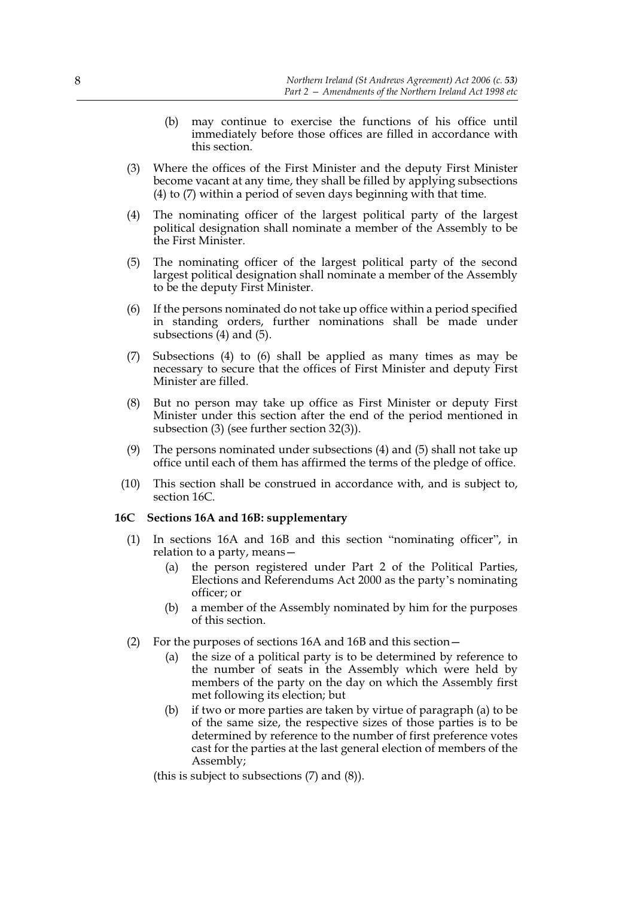(b) may continue to exercise the functions of his office until immediately before those offices are filled in accordance with this section.

(3) Where the offices of the First Minister and the deputy First Minister become vacant at any time, they shall be filled by applying subsections (4) to (7) within a period of seven days beginning with that time.

(4) The nominating officer of the largest political party of the largest political designation shall nominate a member of the Assembly to be the First Minister.

(5) The nominating officer of the largest political party of the second largest political designation shall nominate a member of the Assembly to be the deputy First Minister.

(6) If the persons nominated do not take up office within a period specified in standing orders, further nominations shall be made under subsections (4) and (5).

(7) Subsections (4) to (6) shall be applied as many times as may be necessary to secure that the offices of First Minister and deputy First Minister are filled.

(8) But no person may take up office as First Minister or deputy First Minister under this section after the end of the period mentioned in subsection (3) (see further section 32(3)).

(9) The persons nominated under subsections (4) and (5) shall not take up office until each of them has affirmed the terms of the pledge of office.

(10) This section shall be construed in accordance with, and is subject to, section 16C.

**16C Sections 16A and 16B: supplementary**

(1) In sections 16A and 16B and this section "nominating officer", in relation to a party, means—

(a) the person registered under Part 2 of the Political Parties, Elections and Referendums Act 2000 as the party's nominating officer; or

(b) a member of the Assembly nominated by him for the purposes of this section.

(2) For the purposes of sections 16A and 16B and this section—

(a) the size of a political party is to be determined by reference to the number of seats in the Assembly which were held by members of the party on the day on which the Assembly first met following its election; but

(b) if two or more parties are taken by virtue of paragraph (a) to be of the same size, the respective sizes of those parties is to be determined by reference to the number of first preference votes cast for the parties at the last general election of members of the Assembly;

(this is subject to subsections (7) and (8)).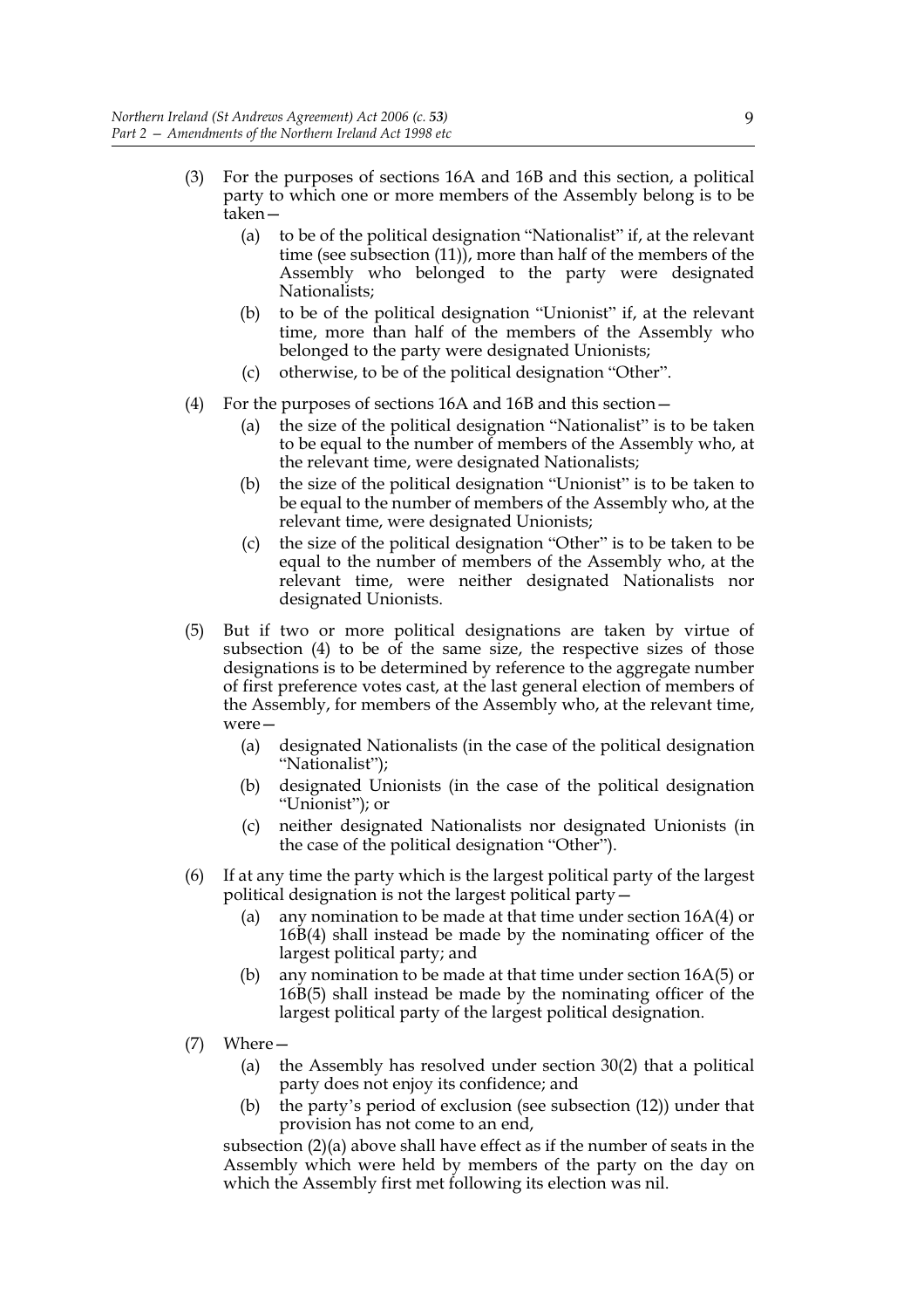(3) For the purposes of sections 16A and 16B and this section, a political party to which one or more members of the Assembly belong is to be taken—

   (a) to be of the political designation "Nationalist" if, at the relevant time (see subsection (11)), more than half of the members of the Assembly who belonged to the party were designated Nationalists;

   (b) to be of the political designation "Unionist" if, at the relevant time, more than half of the members of the Assembly who belonged to the party were designated Unionists;

   (c) otherwise, to be of the political designation "Other".

(4) For the purposes of sections 16A and 16B and this section—

   (a) the size of the political designation "Nationalist" is to be taken to be equal to the number of members of the Assembly who, at the relevant time, were designated Nationalists;

   (b) the size of the political designation "Unionist" is to be taken to be equal to the number of members of the Assembly who, at the relevant time, were designated Unionists;

   (c) the size of the political designation "Other" is to be taken to be equal to the number of members of the Assembly who, at the relevant time, were neither designated Nationalists nor designated Unionists.

(5) But if two or more political designations are taken by virtue of subsection (4) to be of the same size, the respective sizes of those designations is to be determined by reference to the aggregate number of first preference votes cast, at the last general election of members of the Assembly, for members of the Assembly who, at the relevant time, were—

   (a) designated Nationalists (in the case of the political designation "Nationalist");

   (b) designated Unionists (in the case of the political designation "Unionist"); or

   (c) neither designated Nationalists nor designated Unionists (in the case of the political designation "Other").

(6) If at any time the party which is the largest political party of the largest political designation is not the largest political party—

   (a) any nomination to be made at that time under section 16A(4) or 16B(4) shall instead be made by the nominating officer of the largest political party; and

   (b) any nomination to be made at that time under section 16A(5) or 16B(5) shall instead be made by the nominating officer of the largest political party of the largest political designation.

(7) Where—

   (a) the Assembly has resolved under section 30(2) that a political party does not enjoy its confidence; and

   (b) the party's period of exclusion (see subsection (12)) under that provision has not come to an end,

subsection (2)(a) above shall have effect as if the number of seats in the Assembly which were held by members of the party on the day on which the Assembly first met following its election was nil.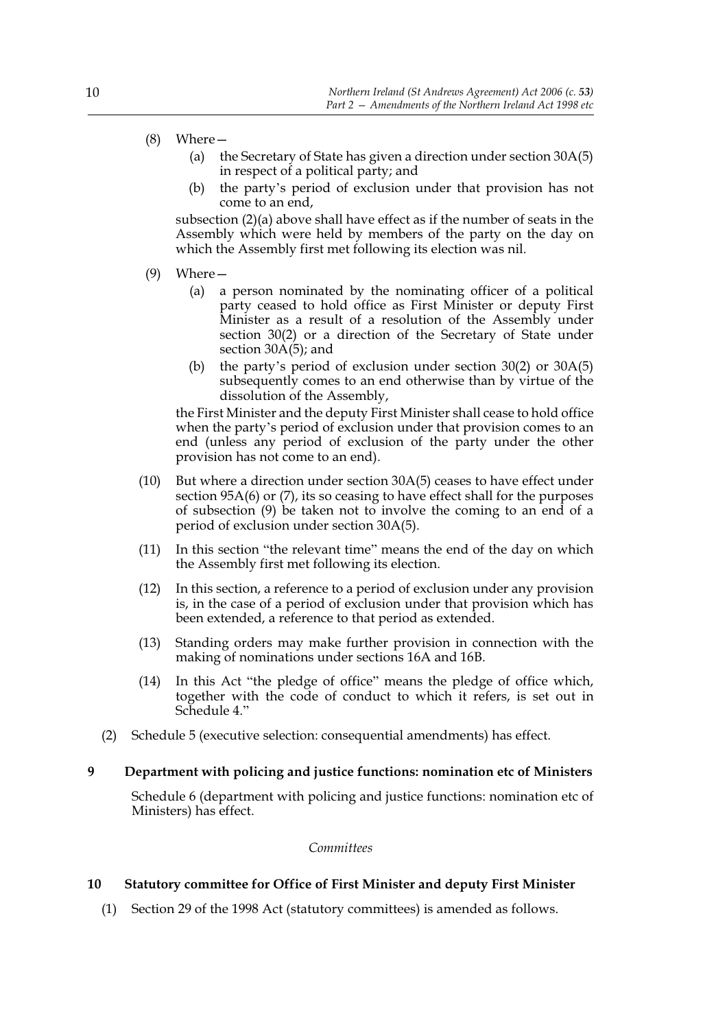(8) Where—

  (a) the Secretary of State has given a direction under section 30A(5) in respect of a political party; and

  (b) the party's period of exclusion under that provision has not come to an end,

subsection (2)(a) above shall have effect as if the number of seats in the Assembly which were held by members of the party on the day on which the Assembly first met following its election was nil.

(9) Where—

  (a) a person nominated by the nominating officer of a political party ceased to hold office as First Minister or deputy First Minister as a result of a resolution of the Assembly under section 30(2) or a direction of the Secretary of State under section 30A(5); and

  (b) the party's period of exclusion under section 30(2) or 30A(5) subsequently comes to an end otherwise than by virtue of the dissolution of the Assembly,

the First Minister and the deputy First Minister shall cease to hold office when the party's period of exclusion under that provision comes to an end (unless any period of exclusion of the party under the other provision has not come to an end).

(10) But where a direction under section 30A(5) ceases to have effect under section 95A(6) or (7), its so ceasing to have effect shall for the purposes of subsection (9) be taken not to involve the coming to an end of a period of exclusion under section 30A(5).

(11) In this section "the relevant time" means the end of the day on which the Assembly first met following its election.

(12) In this section, a reference to a period of exclusion under any provision is, in the case of a period of exclusion under that provision which has been extended, a reference to that period as extended.

(13) Standing orders may make further provision in connection with the making of nominations under sections 16A and 16B.

(14) In this Act "the pledge of office" means the pledge of office which, together with the code of conduct to which it refers, is set out in Schedule 4."

(2) Schedule 5 (executive selection: consequential amendments) has effect.

### 9 Department with policing and justice functions: nomination etc of Ministers

Schedule 6 (department with policing and justice functions: nomination etc of Ministers) has effect.

*Committees*

### 10 Statutory committee for Office of First Minister and deputy First Minister

(1) Section 29 of the 1998 Act (statutory committees) is amended as follows.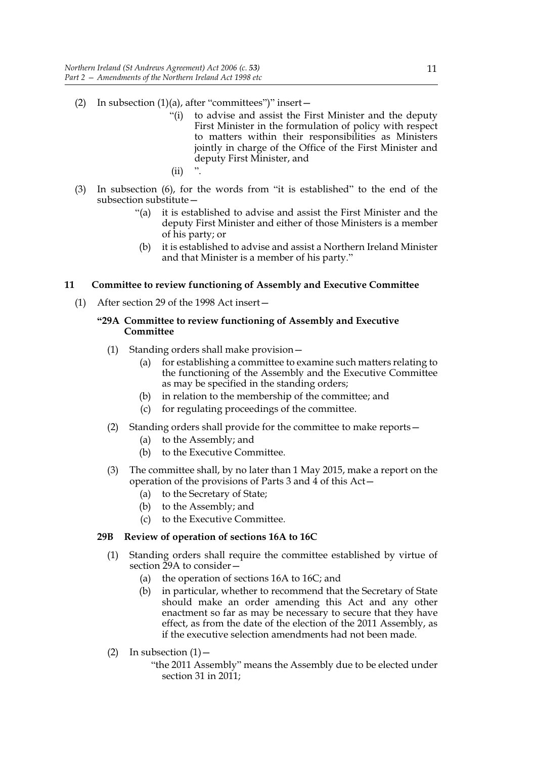(2) In subsection (1)(a), after "committees")" insert—

> "(i) to advise and assist the First Minister and the deputy First Minister in the formulation of policy with respect to matters within their responsibilities as Ministers jointly in charge of the Office of the First Minister and deputy First Minister, and
>
> (ii) ".

(3) In subsection (6), for the words from "it is established" to the end of the subsection substitute—

> "(a) it is established to advise and assist the First Minister and the deputy First Minister and either of those Ministers is a member of his party; or
>
> (b) it is established to advise and assist a Northern Ireland Minister and that Minister is a member of his party."

## 11 Committee to review functioning of Assembly and Executive Committee

(1) After section 29 of the 1998 Act insert—

> **"29A Committee to review functioning of Assembly and Executive Committee**
>
> (1) Standing orders shall make provision—
>
> (a) for establishing a committee to examine such matters relating to the functioning of the Assembly and the Executive Committee as may be specified in the standing orders;
>
> (b) in relation to the membership of the committee; and
>
> (c) for regulating proceedings of the committee.
>
> (2) Standing orders shall provide for the committee to make reports—
>
> (a) to the Assembly; and
>
> (b) to the Executive Committee.
>
> (3) The committee shall, by no later than 1 May 2015, make a report on the operation of the provisions of Parts 3 and 4 of this Act—
>
> (a) to the Secretary of State;
>
> (b) to the Assembly; and
>
> (c) to the Executive Committee.
>
> **29B Review of operation of sections 16A to 16C**
>
> (1) Standing orders shall require the committee established by virtue of section 29A to consider—
>
> (a) the operation of sections 16A to 16C; and
>
> (b) in particular, whether to recommend that the Secretary of State should make an order amending this Act and any other enactment so far as may be necessary to secure that they have effect, as from the date of the election of the 2011 Assembly, as if the executive selection amendments had not been made.
>
> (2) In subsection (1)—
>
> "the 2011 Assembly" means the Assembly due to be elected under section 31 in 2011;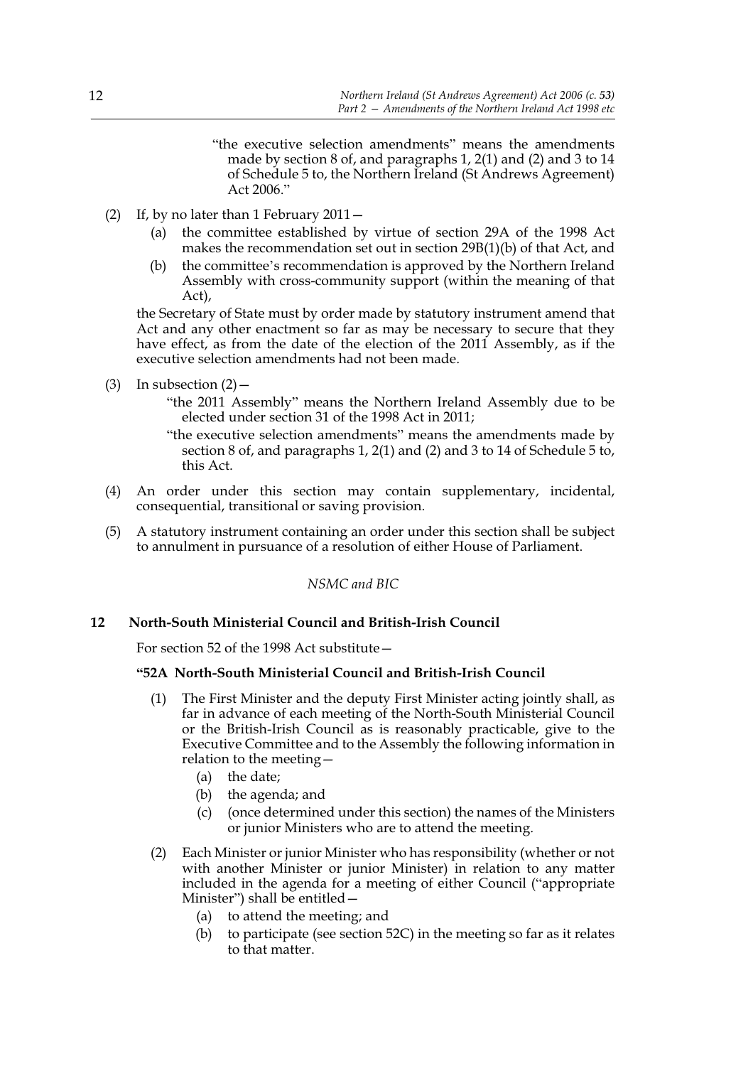"the executive selection amendments" means the amendments made by section 8 of, and paragraphs 1, 2(1) and (2) and 3 to 14 of Schedule 5 to, the Northern Ireland (St Andrews Agreement) Act 2006."

(2) If, by no later than 1 February 2011—

   (a) the committee established by virtue of section 29A of the 1998 Act makes the recommendation set out in section 29B(1)(b) of that Act, and

   (b) the committee's recommendation is approved by the Northern Ireland Assembly with cross-community support (within the meaning of that Act),

the Secretary of State must by order made by statutory instrument amend that Act and any other enactment so far as may be necessary to secure that they have effect, as from the date of the election of the 2011 Assembly, as if the executive selection amendments had not been made.

(3) In subsection (2)—

"the 2011 Assembly" means the Northern Ireland Assembly due to be elected under section 31 of the 1998 Act in 2011;

"the executive selection amendments" means the amendments made by section 8 of, and paragraphs 1, 2(1) and (2) and 3 to 14 of Schedule 5 to, this Act.

(4) An order under this section may contain supplementary, incidental, consequential, transitional or saving provision.

(5) A statutory instrument containing an order under this section shall be subject to annulment in pursuance of a resolution of either House of Parliament.

*NSMC and BIC*

### 12 North-South Ministerial Council and British-Irish Council

For section 52 of the 1998 Act substitute—

**"52A North-South Ministerial Council and British-Irish Council**

(1) The First Minister and the deputy First Minister acting jointly shall, as far in advance of each meeting of the North-South Ministerial Council or the British-Irish Council as is reasonably practicable, give to the Executive Committee and to the Assembly the following information in relation to the meeting—

   (a) the date;

   (b) the agenda; and

   (c) (once determined under this section) the names of the Ministers or junior Ministers who are to attend the meeting.

(2) Each Minister or junior Minister who has responsibility (whether or not with another Minister or junior Minister) in relation to any matter included in the agenda for a meeting of either Council ("appropriate Minister") shall be entitled—

   (a) to attend the meeting; and

   (b) to participate (see section 52C) in the meeting so far as it relates to that matter.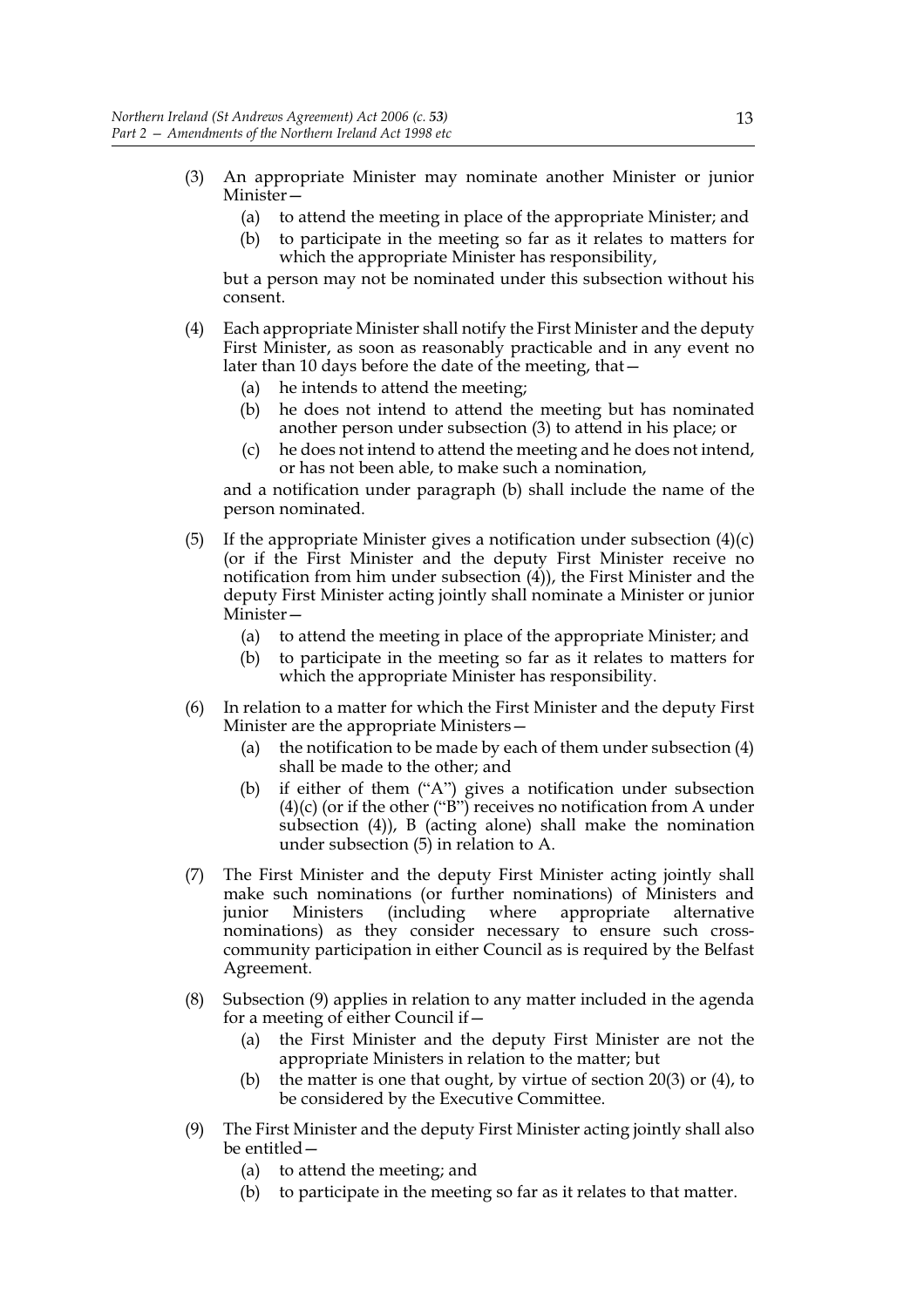(3) An appropriate Minister may nominate another Minister or junior Minister—

 (a) to attend the meeting in place of the appropriate Minister; and

 (b) to participate in the meeting so far as it relates to matters for which the appropriate Minister has responsibility,

but a person may not be nominated under this subsection without his consent.

(4) Each appropriate Minister shall notify the First Minister and the deputy First Minister, as soon as reasonably practicable and in any event no later than 10 days before the date of the meeting, that—

 (a) he intends to attend the meeting;

 (b) he does not intend to attend the meeting but has nominated another person under subsection (3) to attend in his place; or

 (c) he does not intend to attend the meeting and he does not intend, or has not been able, to make such a nomination,

and a notification under paragraph (b) shall include the name of the person nominated.

(5) If the appropriate Minister gives a notification under subsection (4)(c) (or if the First Minister and the deputy First Minister receive no notification from him under subsection (4)), the First Minister and the deputy First Minister acting jointly shall nominate a Minister or junior Minister—

 (a) to attend the meeting in place of the appropriate Minister; and

 (b) to participate in the meeting so far as it relates to matters for which the appropriate Minister has responsibility.

(6) In relation to a matter for which the First Minister and the deputy First Minister are the appropriate Ministers—

 (a) the notification to be made by each of them under subsection (4) shall be made to the other; and

 (b) if either of them ("A") gives a notification under subsection (4)(c) (or if the other ("B") receives no notification from A under subsection (4)), B (acting alone) shall make the nomination under subsection (5) in relation to A.

(7) The First Minister and the deputy First Minister acting jointly shall make such nominations (or further nominations) of Ministers and junior Ministers (including where appropriate alternative nominations) as they consider necessary to ensure such cross-community participation in either Council as is required by the Belfast Agreement.

(8) Subsection (9) applies in relation to any matter included in the agenda for a meeting of either Council if—

 (a) the First Minister and the deputy First Minister are not the appropriate Ministers in relation to the matter; but

 (b) the matter is one that ought, by virtue of section 20(3) or (4), to be considered by the Executive Committee.

(9) The First Minister and the deputy First Minister acting jointly shall also be entitled—

 (a) to attend the meeting; and

 (b) to participate in the meeting so far as it relates to that matter.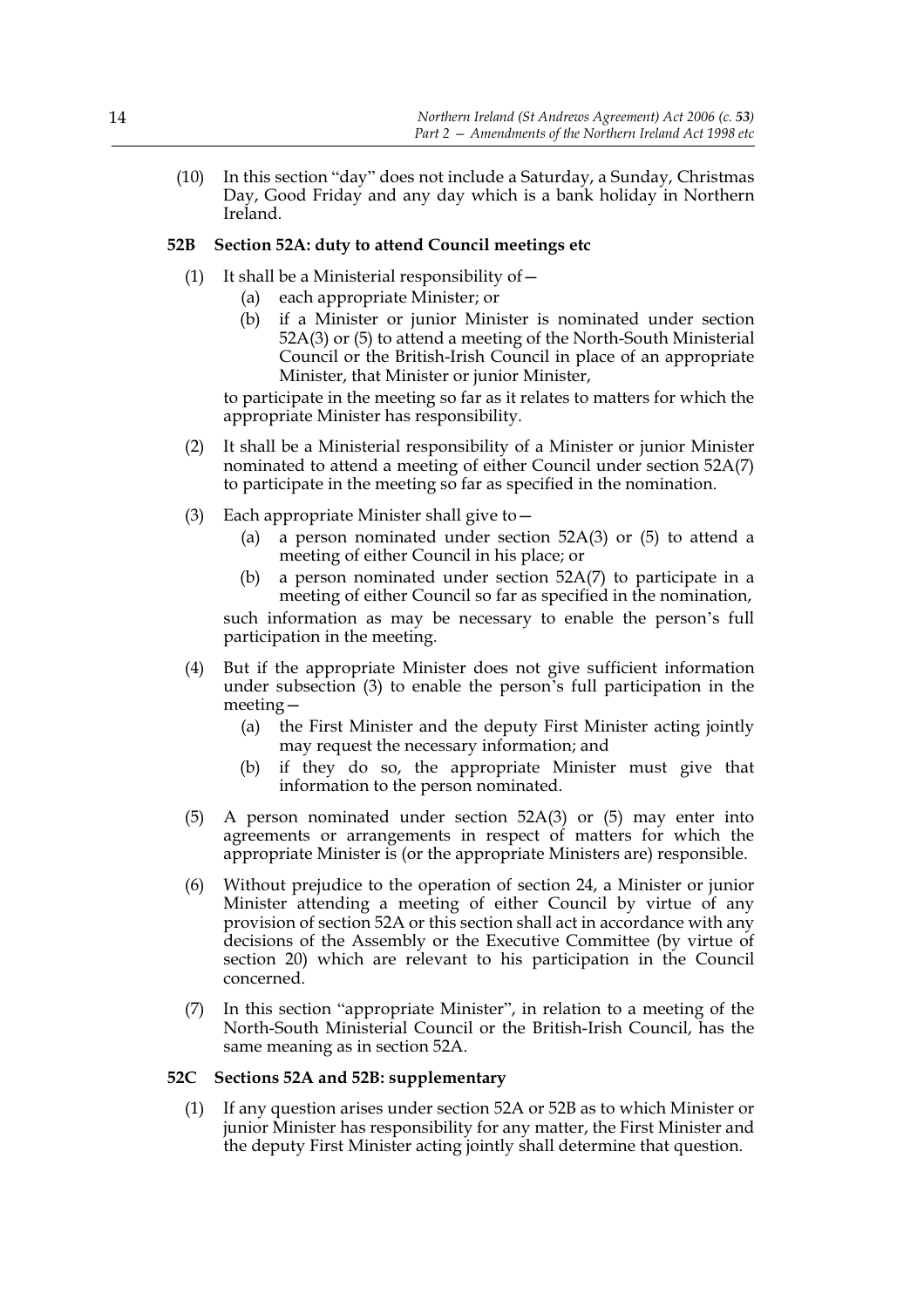(10) In this section "day" does not include a Saturday, a Sunday, Christmas Day, Good Friday and any day which is a bank holiday in Northern Ireland.

**52B Section 52A: duty to attend Council meetings etc**

(1) It shall be a Ministerial responsibility of—

(a) each appropriate Minister; or

(b) if a Minister or junior Minister is nominated under section 52A(3) or (5) to attend a meeting of the North-South Ministerial Council or the British-Irish Council in place of an appropriate Minister, that Minister or junior Minister,

to participate in the meeting so far as it relates to matters for which the appropriate Minister has responsibility.

(2) It shall be a Ministerial responsibility of a Minister or junior Minister nominated to attend a meeting of either Council under section 52A(7) to participate in the meeting so far as specified in the nomination.

(3) Each appropriate Minister shall give to—

(a) a person nominated under section 52A(3) or (5) to attend a meeting of either Council in his place; or

(b) a person nominated under section 52A(7) to participate in a meeting of either Council so far as specified in the nomination,

such information as may be necessary to enable the person's full participation in the meeting.

(4) But if the appropriate Minister does not give sufficient information under subsection (3) to enable the person's full participation in the meeting—

(a) the First Minister and the deputy First Minister acting jointly may request the necessary information; and

(b) if they do so, the appropriate Minister must give that information to the person nominated.

(5) A person nominated under section 52A(3) or (5) may enter into agreements or arrangements in respect of matters for which the appropriate Minister is (or the appropriate Ministers are) responsible.

(6) Without prejudice to the operation of section 24, a Minister or junior Minister attending a meeting of either Council by virtue of any provision of section 52A or this section shall act in accordance with any decisions of the Assembly or the Executive Committee (by virtue of section 20) which are relevant to his participation in the Council concerned.

(7) In this section "appropriate Minister", in relation to a meeting of the North-South Ministerial Council or the British-Irish Council, has the same meaning as in section 52A.

**52C Sections 52A and 52B: supplementary**

(1) If any question arises under section 52A or 52B as to which Minister or junior Minister has responsibility for any matter, the First Minister and the deputy First Minister acting jointly shall determine that question.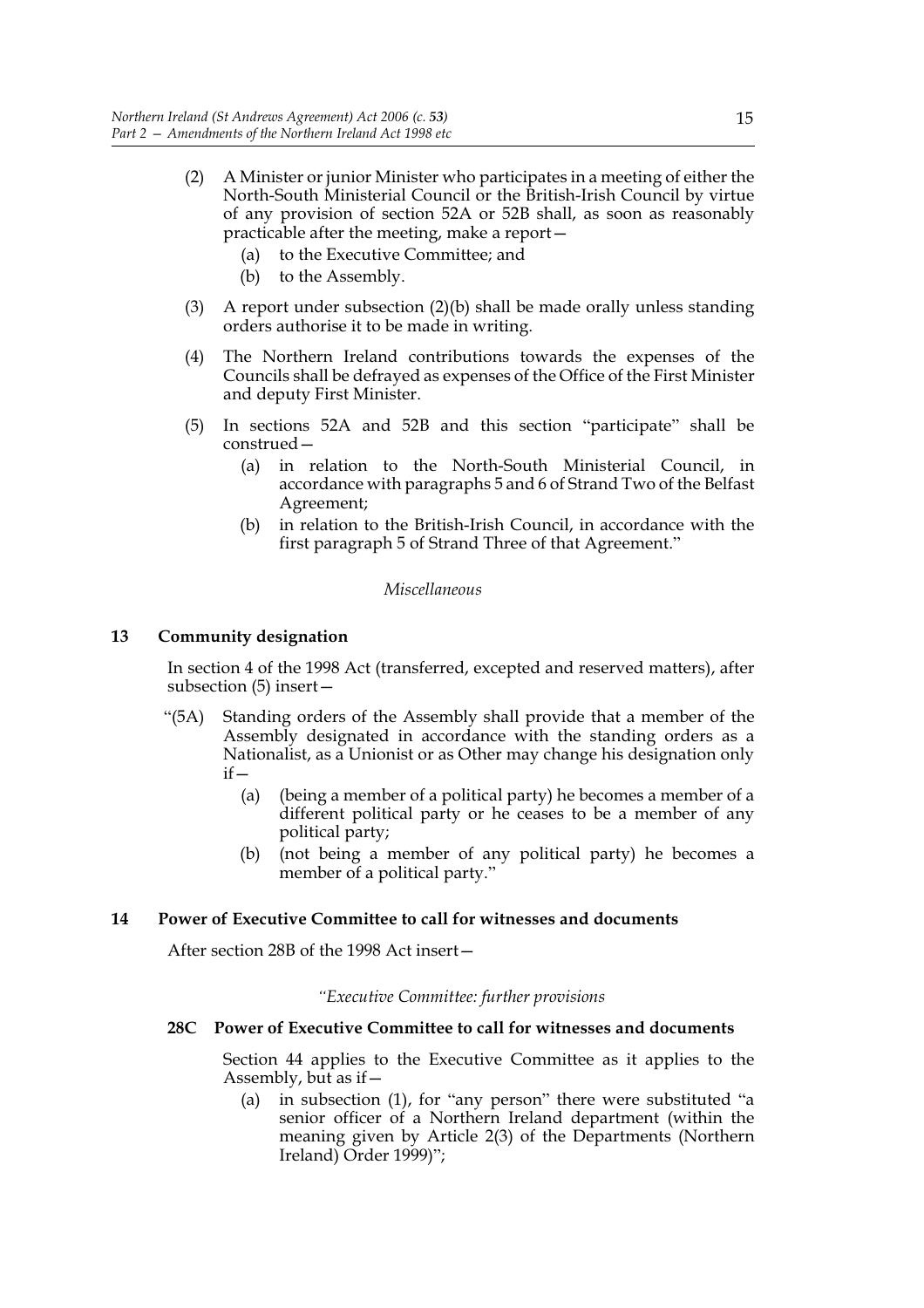(2) A Minister or junior Minister who participates in a meeting of either the North-South Ministerial Council or the British-Irish Council by virtue of any provision of section 52A or 52B shall, as soon as reasonably practicable after the meeting, make a report—

   (a) to the Executive Committee; and

   (b) to the Assembly.

(3) A report under subsection (2)(b) shall be made orally unless standing orders authorise it to be made in writing.

(4) The Northern Ireland contributions towards the expenses of the Councils shall be defrayed as expenses of the Office of the First Minister and deputy First Minister.

(5) In sections 52A and 52B and this section "participate" shall be construed—

   (a) in relation to the North-South Ministerial Council, in accordance with paragraphs 5 and 6 of Strand Two of the Belfast Agreement;

   (b) in relation to the British-Irish Council, in accordance with the first paragraph 5 of Strand Three of that Agreement."

*Miscellaneous*

**13 Community designation**

In section 4 of the 1998 Act (transferred, excepted and reserved matters), after subsection (5) insert—

"(5A) Standing orders of the Assembly shall provide that a member of the Assembly designated in accordance with the standing orders as a Nationalist, as a Unionist or as Other may change his designation only if—

   (a) (being a member of a political party) he becomes a member of a different political party or he ceases to be a member of any political party;

   (b) (not being a member of any political party) he becomes a member of a political party."

**14 Power of Executive Committee to call for witnesses and documents**

After section 28B of the 1998 Act insert—

*"Executive Committee: further provisions*

**28C Power of Executive Committee to call for witnesses and documents**

Section 44 applies to the Executive Committee as it applies to the Assembly, but as if—

   (a) in subsection (1), for "any person" there were substituted "a senior officer of a Northern Ireland department (within the meaning given by Article 2(3) of the Departments (Northern Ireland) Order 1999)";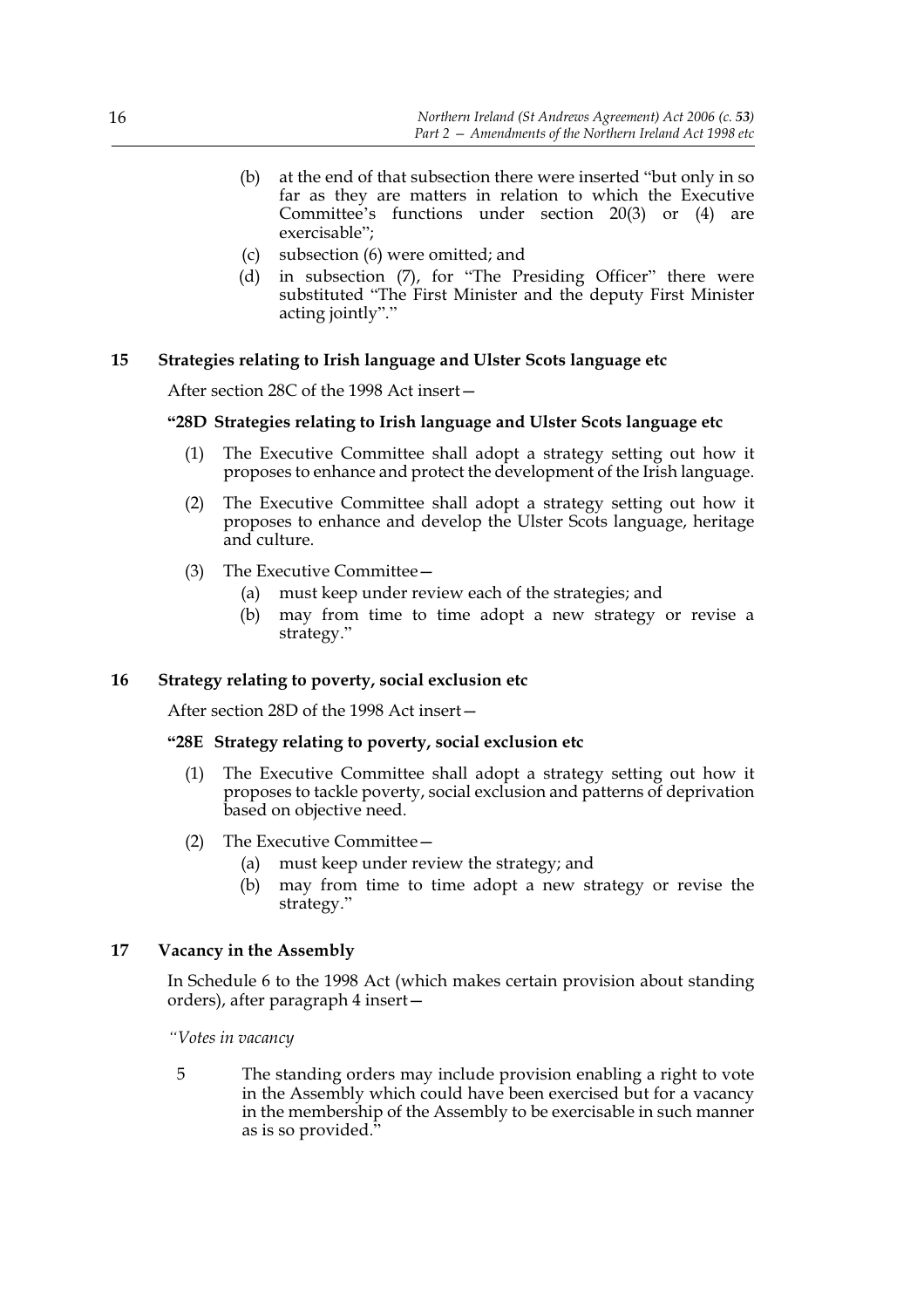- (b) at the end of that subsection there were inserted "but only in so far as they are matters in relation to which the Executive Committee's functions under section 20(3) or (4) are exercisable";
- (c) subsection (6) were omitted; and
- (d) in subsection (7), for "The Presiding Officer" there were substituted "The First Minister and the deputy First Minister acting jointly"."

### 15 Strategies relating to Irish language and Ulster Scots language etc

After section 28C of the 1998 Act insert—

**"28D Strategies relating to Irish language and Ulster Scots language etc**

(1) The Executive Committee shall adopt a strategy setting out how it proposes to enhance and protect the development of the Irish language.

(2) The Executive Committee shall adopt a strategy setting out how it proposes to enhance and develop the Ulster Scots language, heritage and culture.

(3) The Executive Committee—

- (a) must keep under review each of the strategies; and
- (b) may from time to time adopt a new strategy or revise a strategy."

### 16 Strategy relating to poverty, social exclusion etc

After section 28D of the 1998 Act insert—

**"28E Strategy relating to poverty, social exclusion etc**

(1) The Executive Committee shall adopt a strategy setting out how it proposes to tackle poverty, social exclusion and patterns of deprivation based on objective need.

(2) The Executive Committee—

- (a) must keep under review the strategy; and
- (b) may from time to time adopt a new strategy or revise the strategy."

### 17 Vacancy in the Assembly

In Schedule 6 to the 1998 Act (which makes certain provision about standing orders), after paragraph 4 insert—

*"Votes in vacancy*

5 The standing orders may include provision enabling a right to vote in the Assembly which could have been exercised but for a vacancy in the membership of the Assembly to be exercisable in such manner as is so provided."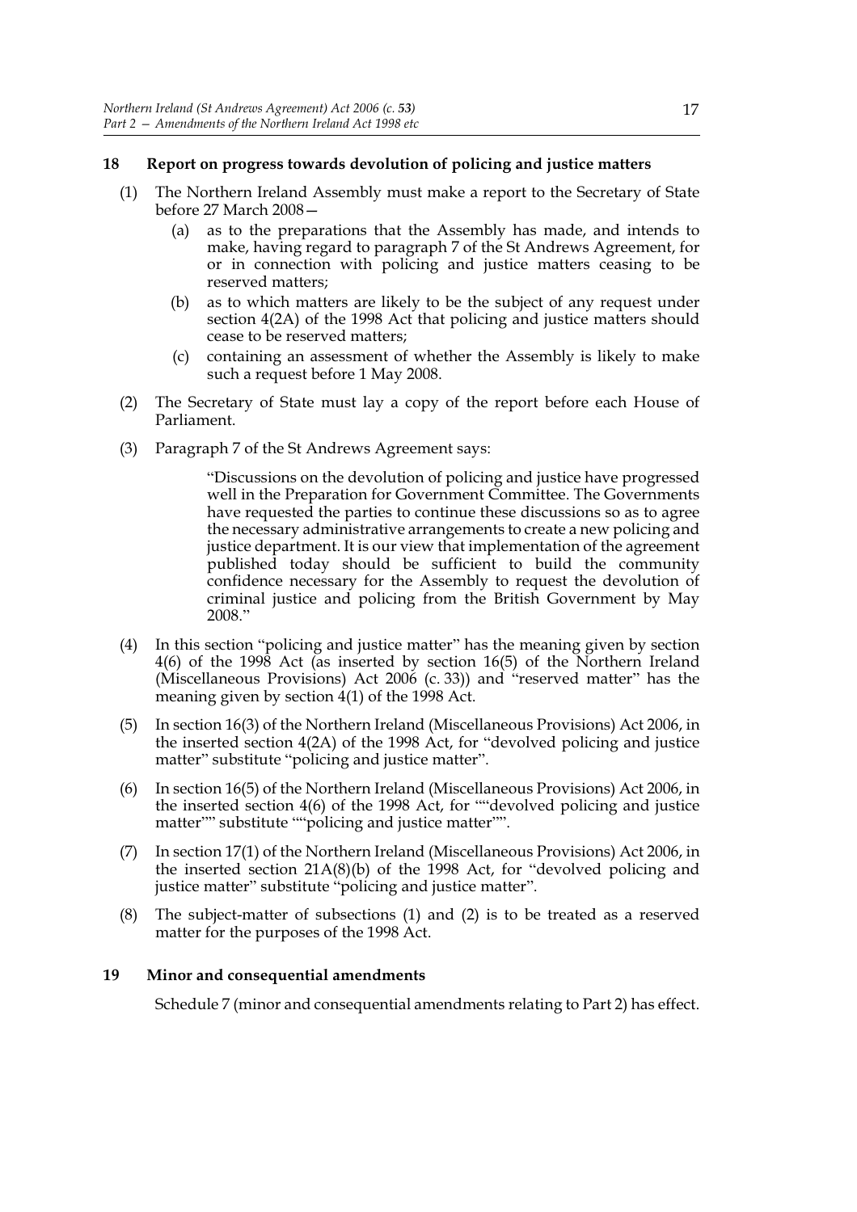## 18 Report on progress towards devolution of policing and justice matters

(1) The Northern Ireland Assembly must make a report to the Secretary of State before 27 March 2008—

(a) as to the preparations that the Assembly has made, and intends to make, having regard to paragraph 7 of the St Andrews Agreement, for or in connection with policing and justice matters ceasing to be reserved matters;

(b) as to which matters are likely to be the subject of any request under section 4(2A) of the 1998 Act that policing and justice matters should cease to be reserved matters;

(c) containing an assessment of whether the Assembly is likely to make such a request before 1 May 2008.

(2) The Secretary of State must lay a copy of the report before each House of Parliament.

(3) Paragraph 7 of the St Andrews Agreement says:

> "Discussions on the devolution of policing and justice have progressed well in the Preparation for Government Committee. The Governments have requested the parties to continue these discussions so as to agree the necessary administrative arrangements to create a new policing and justice department. It is our view that implementation of the agreement published today should be sufficient to build the community confidence necessary for the Assembly to request the devolution of criminal justice and policing from the British Government by May 2008."

(4) In this section "policing and justice matter" has the meaning given by section 4(6) of the 1998 Act (as inserted by section 16(5) of the Northern Ireland (Miscellaneous Provisions) Act 2006 (c. 33)) and "reserved matter" has the meaning given by section 4(1) of the 1998 Act.

(5) In section 16(3) of the Northern Ireland (Miscellaneous Provisions) Act 2006, in the inserted section 4(2A) of the 1998 Act, for "devolved policing and justice matter" substitute "policing and justice matter".

(6) In section 16(5) of the Northern Ireland (Miscellaneous Provisions) Act 2006, in the inserted section 4(6) of the 1998 Act, for ""devolved policing and justice matter"" substitute ""policing and justice matter"".

(7) In section 17(1) of the Northern Ireland (Miscellaneous Provisions) Act 2006, in the inserted section 21A(8)(b) of the 1998 Act, for "devolved policing and justice matter" substitute "policing and justice matter".

(8) The subject-matter of subsections (1) and (2) is to be treated as a reserved matter for the purposes of the 1998 Act.

## 19 Minor and consequential amendments

Schedule 7 (minor and consequential amendments relating to Part 2) has effect.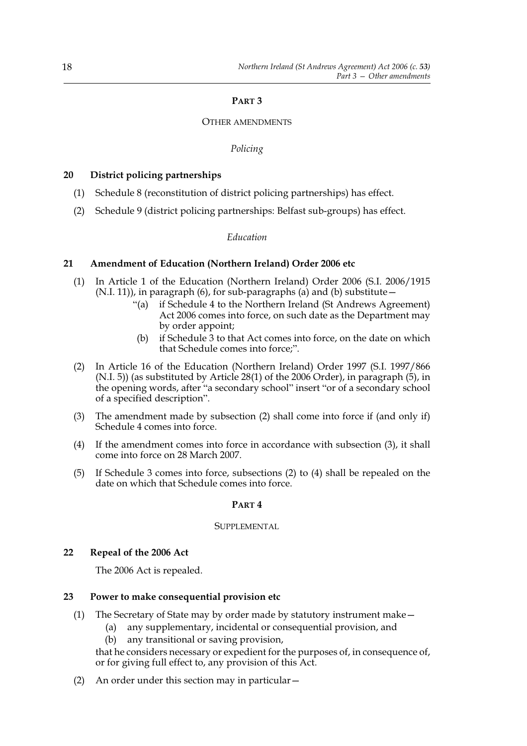## PART 3

### OTHER AMENDMENTS

*Policing*

**20 District policing partnerships**

(1) Schedule 8 (reconstitution of district policing partnerships) has effect.

(2) Schedule 9 (district policing partnerships: Belfast sub-groups) has effect.

*Education*

**21 Amendment of Education (Northern Ireland) Order 2006 etc**

(1) In Article 1 of the Education (Northern Ireland) Order 2006 (S.I. 2006/1915 (N.I. 11)), in paragraph (6), for sub-paragraphs (a) and (b) substitute—

> "(a) if Schedule 4 to the Northern Ireland (St Andrews Agreement) Act 2006 comes into force, on such date as the Department may by order appoint;
>
> (b) if Schedule 3 to that Act comes into force, on the date on which that Schedule comes into force;".

(2) In Article 16 of the Education (Northern Ireland) Order 1997 (S.I. 1997/866 (N.I. 5)) (as substituted by Article 28(1) of the 2006 Order), in paragraph (5), in the opening words, after "a secondary school" insert "or of a secondary school of a specified description".

(3) The amendment made by subsection (2) shall come into force if (and only if) Schedule 4 comes into force.

(4) If the amendment comes into force in accordance with subsection (3), it shall come into force on 28 March 2007.

(5) If Schedule 3 comes into force, subsections (2) to (4) shall be repealed on the date on which that Schedule comes into force.

## PART 4

### SUPPLEMENTAL

**22 Repeal of the 2006 Act**

The 2006 Act is repealed.

**23 Power to make consequential provision etc**

(1) The Secretary of State may by order made by statutory instrument make—

(a) any supplementary, incidental or consequential provision, and

(b) any transitional or saving provision,

that he considers necessary or expedient for the purposes of, in consequence of, or for giving full effect to, any provision of this Act.

(2) An order under this section may in particular—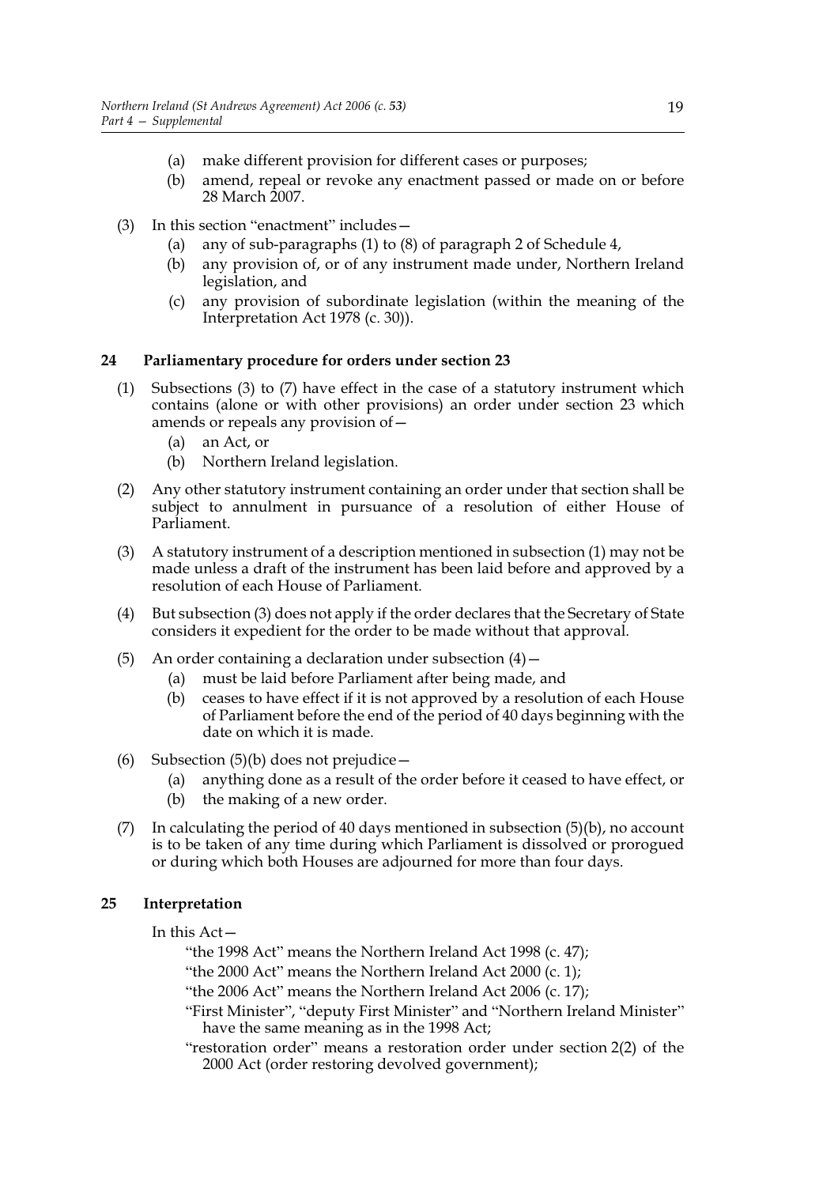(a) make different provision for different cases or purposes;

(b) amend, repeal or revoke any enactment passed or made on or before 28 March 2007.

(3) In this section "enactment" includes—

(a) any of sub-paragraphs (1) to (8) of paragraph 2 of Schedule 4,

(b) any provision of, or of any instrument made under, Northern Ireland legislation, and

(c) any provision of subordinate legislation (within the meaning of the Interpretation Act 1978 (c. 30)).

## 24 Parliamentary procedure for orders under section 23

(1) Subsections (3) to (7) have effect in the case of a statutory instrument which contains (alone or with other provisions) an order under section 23 which amends or repeals any provision of—

(a) an Act, or

(b) Northern Ireland legislation.

(2) Any other statutory instrument containing an order under that section shall be subject to annulment in pursuance of a resolution of either House of Parliament.

(3) A statutory instrument of a description mentioned in subsection (1) may not be made unless a draft of the instrument has been laid before and approved by a resolution of each House of Parliament.

(4) But subsection (3) does not apply if the order declares that the Secretary of State considers it expedient for the order to be made without that approval.

(5) An order containing a declaration under subsection (4)—

(a) must be laid before Parliament after being made, and

(b) ceases to have effect if it is not approved by a resolution of each House of Parliament before the end of the period of 40 days beginning with the date on which it is made.

(6) Subsection (5)(b) does not prejudice—

(a) anything done as a result of the order before it ceased to have effect, or

(b) the making of a new order.

(7) In calculating the period of 40 days mentioned in subsection (5)(b), no account is to be taken of any time during which Parliament is dissolved or prorogued or during which both Houses are adjourned for more than four days.

## 25 Interpretation

In this Act—

"the 1998 Act" means the Northern Ireland Act 1998 (c. 47);

"the 2000 Act" means the Northern Ireland Act 2000 (c. 1);

"the 2006 Act" means the Northern Ireland Act 2006 (c. 17);

"First Minister", "deputy First Minister" and "Northern Ireland Minister" have the same meaning as in the 1998 Act;

"restoration order" means a restoration order under section 2(2) of the 2000 Act (order restoring devolved government);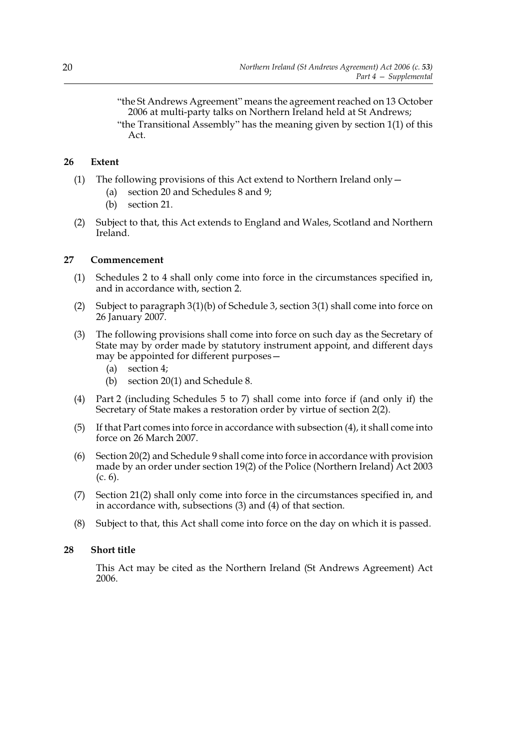"the St Andrews Agreement" means the agreement reached on 13 October 2006 at multi-party talks on Northern Ireland held at St Andrews;

"the Transitional Assembly" has the meaning given by section 1(1) of this Act.

## 26 Extent

(1) The following provisions of this Act extend to Northern Ireland only—

(a) section 20 and Schedules 8 and 9;

(b) section 21.

(2) Subject to that, this Act extends to England and Wales, Scotland and Northern Ireland.

## 27 Commencement

(1) Schedules 2 to 4 shall only come into force in the circumstances specified in, and in accordance with, section 2.

(2) Subject to paragraph 3(1)(b) of Schedule 3, section 3(1) shall come into force on 26 January 2007.

(3) The following provisions shall come into force on such day as the Secretary of State may by order made by statutory instrument appoint, and different days may be appointed for different purposes—

(a) section 4;

(b) section 20(1) and Schedule 8.

(4) Part 2 (including Schedules 5 to 7) shall come into force if (and only if) the Secretary of State makes a restoration order by virtue of section 2(2).

(5) If that Part comes into force in accordance with subsection (4), it shall come into force on 26 March 2007.

(6) Section 20(2) and Schedule 9 shall come into force in accordance with provision made by an order under section 19(2) of the Police (Northern Ireland) Act 2003 (c. 6).

(7) Section 21(2) shall only come into force in the circumstances specified in, and in accordance with, subsections (3) and (4) of that section.

(8) Subject to that, this Act shall come into force on the day on which it is passed.

## 28 Short title

This Act may be cited as the Northern Ireland (St Andrews Agreement) Act 2006.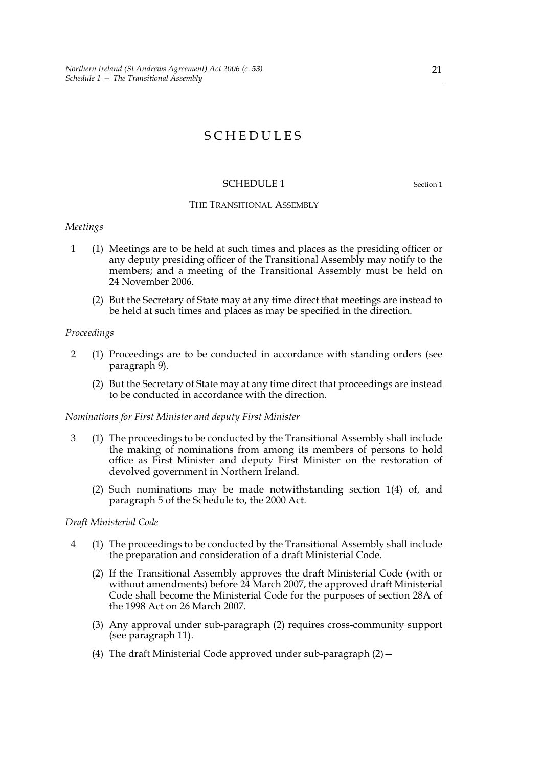# SCHEDULES

## SCHEDULE 1

Section 1

### THE TRANSITIONAL ASSEMBLY

*Meetings*

1 (1) Meetings are to be held at such times and places as the presiding officer or any deputy presiding officer of the Transitional Assembly may notify to the members; and a meeting of the Transitional Assembly must be held on 24 November 2006.

(2) But the Secretary of State may at any time direct that meetings are instead to be held at such times and places as may be specified in the direction.

*Proceedings*

2 (1) Proceedings are to be conducted in accordance with standing orders (see paragraph 9).

(2) But the Secretary of State may at any time direct that proceedings are instead to be conducted in accordance with the direction.

*Nominations for First Minister and deputy First Minister*

3 (1) The proceedings to be conducted by the Transitional Assembly shall include the making of nominations from among its members of persons to hold office as First Minister and deputy First Minister on the restoration of devolved government in Northern Ireland.

(2) Such nominations may be made notwithstanding section 1(4) of, and paragraph 5 of the Schedule to, the 2000 Act.

*Draft Ministerial Code*

4 (1) The proceedings to be conducted by the Transitional Assembly shall include the preparation and consideration of a draft Ministerial Code.

(2) If the Transitional Assembly approves the draft Ministerial Code (with or without amendments) before 24 March 2007, the approved draft Ministerial Code shall become the Ministerial Code for the purposes of section 28A of the 1998 Act on 26 March 2007.

(3) Any approval under sub-paragraph (2) requires cross-community support (see paragraph 11).

(4) The draft Ministerial Code approved under sub-paragraph (2)—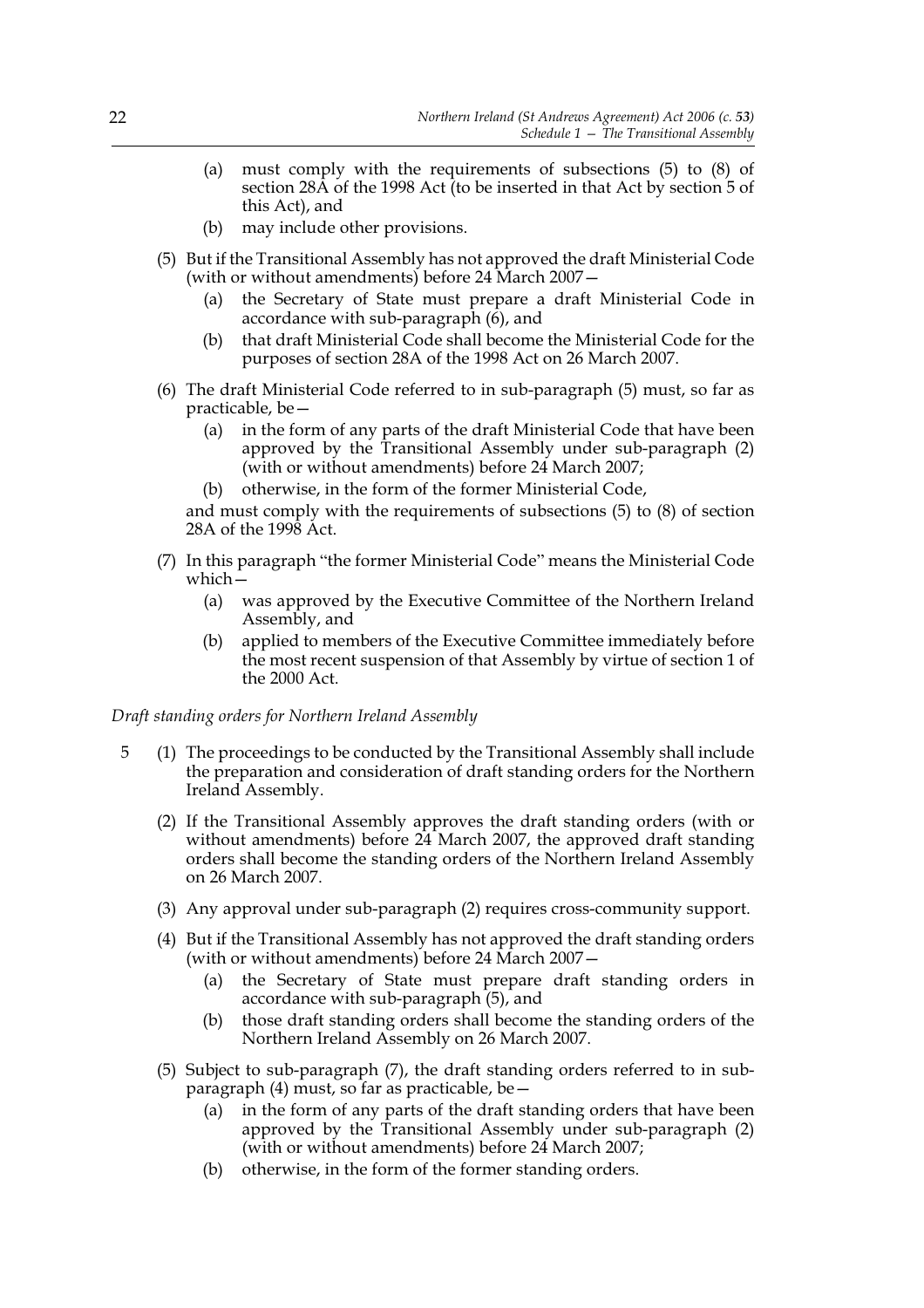(a) must comply with the requirements of subsections (5) to (8) of section 28A of the 1998 Act (to be inserted in that Act by section 5 of this Act), and

(b) may include other provisions.

(5) But if the Transitional Assembly has not approved the draft Ministerial Code (with or without amendments) before 24 March 2007—

(a) the Secretary of State must prepare a draft Ministerial Code in accordance with sub-paragraph (6), and

(b) that draft Ministerial Code shall become the Ministerial Code for the purposes of section 28A of the 1998 Act on 26 March 2007.

(6) The draft Ministerial Code referred to in sub-paragraph (5) must, so far as practicable, be—

(a) in the form of any parts of the draft Ministerial Code that have been approved by the Transitional Assembly under sub-paragraph (2) (with or without amendments) before 24 March 2007;

(b) otherwise, in the form of the former Ministerial Code,

and must comply with the requirements of subsections (5) to (8) of section 28A of the 1998 Act.

(7) In this paragraph "the former Ministerial Code" means the Ministerial Code which—

(a) was approved by the Executive Committee of the Northern Ireland Assembly, and

(b) applied to members of the Executive Committee immediately before the most recent suspension of that Assembly by virtue of section 1 of the 2000 Act.

*Draft standing orders for Northern Ireland Assembly*

5 (1) The proceedings to be conducted by the Transitional Assembly shall include the preparation and consideration of draft standing orders for the Northern Ireland Assembly.

(2) If the Transitional Assembly approves the draft standing orders (with or without amendments) before 24 March 2007, the approved draft standing orders shall become the standing orders of the Northern Ireland Assembly on 26 March 2007.

(3) Any approval under sub-paragraph (2) requires cross-community support.

(4) But if the Transitional Assembly has not approved the draft standing orders (with or without amendments) before 24 March 2007—

(a) the Secretary of State must prepare draft standing orders in accordance with sub-paragraph (5), and

(b) those draft standing orders shall become the standing orders of the Northern Ireland Assembly on 26 March 2007.

(5) Subject to sub-paragraph (7), the draft standing orders referred to in sub-paragraph (4) must, so far as practicable, be—

(a) in the form of any parts of the draft standing orders that have been approved by the Transitional Assembly under sub-paragraph (2) (with or without amendments) before 24 March 2007;

(b) otherwise, in the form of the former standing orders.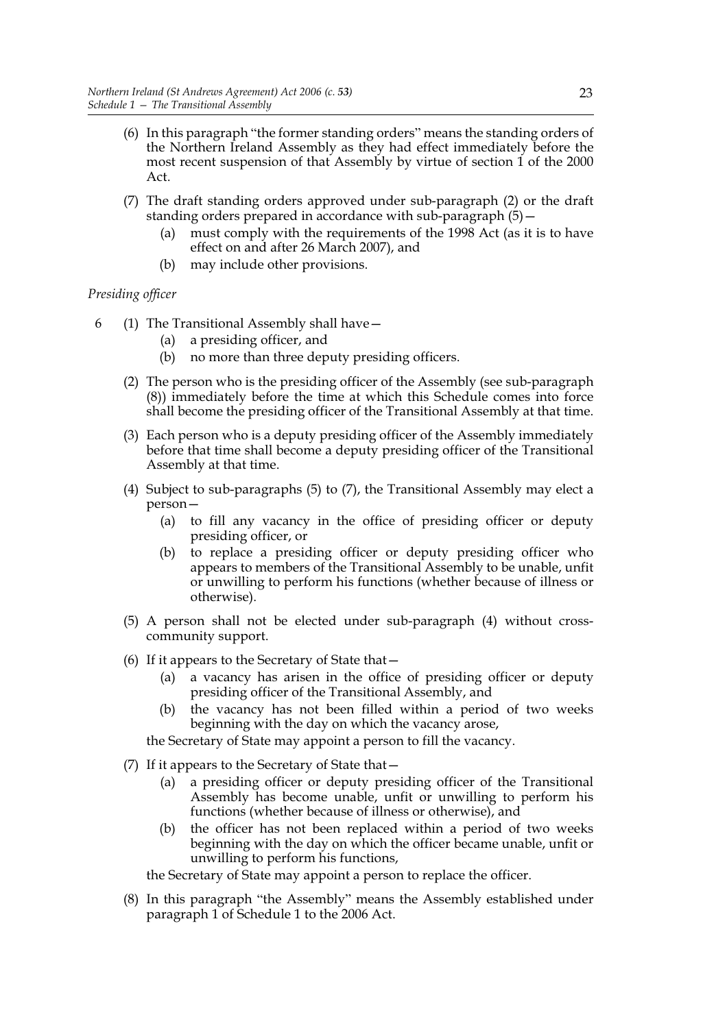(6) In this paragraph "the former standing orders" means the standing orders of the Northern Ireland Assembly as they had effect immediately before the most recent suspension of that Assembly by virtue of section 1 of the 2000 Act.

(7) The draft standing orders approved under sub-paragraph (2) or the draft standing orders prepared in accordance with sub-paragraph (5)—

(a) must comply with the requirements of the 1998 Act (as it is to have effect on and after 26 March 2007), and

(b) may include other provisions.

*Presiding officer*

6 (1) The Transitional Assembly shall have—

(a) a presiding officer, and

(b) no more than three deputy presiding officers.

(2) The person who is the presiding officer of the Assembly (see sub-paragraph (8)) immediately before the time at which this Schedule comes into force shall become the presiding officer of the Transitional Assembly at that time.

(3) Each person who is a deputy presiding officer of the Assembly immediately before that time shall become a deputy presiding officer of the Transitional Assembly at that time.

(4) Subject to sub-paragraphs (5) to (7), the Transitional Assembly may elect a person—

(a) to fill any vacancy in the office of presiding officer or deputy presiding officer, or

(b) to replace a presiding officer or deputy presiding officer who appears to members of the Transitional Assembly to be unable, unfit or unwilling to perform his functions (whether because of illness or otherwise).

(5) A person shall not be elected under sub-paragraph (4) without cross-community support.

(6) If it appears to the Secretary of State that—

(a) a vacancy has arisen in the office of presiding officer or deputy presiding officer of the Transitional Assembly, and

(b) the vacancy has not been filled within a period of two weeks beginning with the day on which the vacancy arose,

the Secretary of State may appoint a person to fill the vacancy.

(7) If it appears to the Secretary of State that—

(a) a presiding officer or deputy presiding officer of the Transitional Assembly has become unable, unfit or unwilling to perform his functions (whether because of illness or otherwise), and

(b) the officer has not been replaced within a period of two weeks beginning with the day on which the officer became unable, unfit or unwilling to perform his functions,

the Secretary of State may appoint a person to replace the officer.

(8) In this paragraph "the Assembly" means the Assembly established under paragraph 1 of Schedule 1 to the 2006 Act.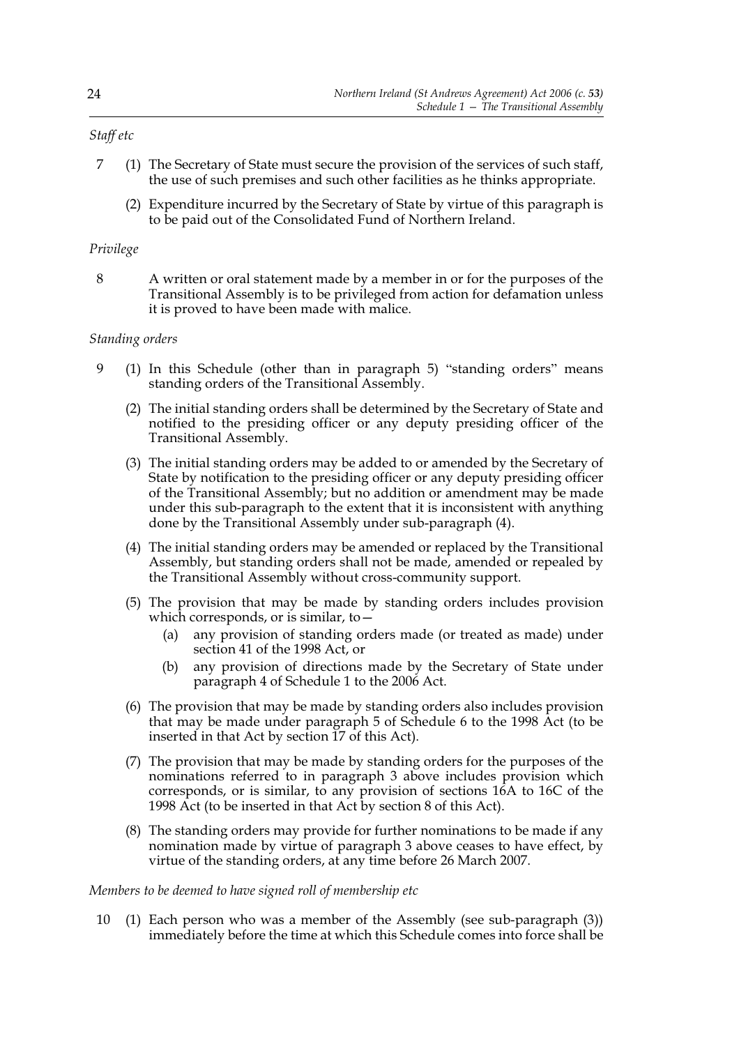*Staff etc*

7 (1) The Secretary of State must secure the provision of the services of such staff, the use of such premises and such other facilities as he thinks appropriate.

(2) Expenditure incurred by the Secretary of State by virtue of this paragraph is to be paid out of the Consolidated Fund of Northern Ireland.

*Privilege*

8 A written or oral statement made by a member in or for the purposes of the Transitional Assembly is to be privileged from action for defamation unless it is proved to have been made with malice.

*Standing orders*

9 (1) In this Schedule (other than in paragraph 5) "standing orders" means standing orders of the Transitional Assembly.

(2) The initial standing orders shall be determined by the Secretary of State and notified to the presiding officer or any deputy presiding officer of the Transitional Assembly.

(3) The initial standing orders may be added to or amended by the Secretary of State by notification to the presiding officer or any deputy presiding officer of the Transitional Assembly; but no addition or amendment may be made under this sub-paragraph to the extent that it is inconsistent with anything done by the Transitional Assembly under sub-paragraph (4).

(4) The initial standing orders may be amended or replaced by the Transitional Assembly, but standing orders shall not be made, amended or repealed by the Transitional Assembly without cross-community support.

(5) The provision that may be made by standing orders includes provision which corresponds, or is similar, to—

(a) any provision of standing orders made (or treated as made) under section 41 of the 1998 Act, or

(b) any provision of directions made by the Secretary of State under paragraph 4 of Schedule 1 to the 2006 Act.

(6) The provision that may be made by standing orders also includes provision that may be made under paragraph 5 of Schedule 6 to the 1998 Act (to be inserted in that Act by section 17 of this Act).

(7) The provision that may be made by standing orders for the purposes of the nominations referred to in paragraph 3 above includes provision which corresponds, or is similar, to any provision of sections 16A to 16C of the 1998 Act (to be inserted in that Act by section 8 of this Act).

(8) The standing orders may provide for further nominations to be made if any nomination made by virtue of paragraph 3 above ceases to have effect, by virtue of the standing orders, at any time before 26 March 2007.

*Members to be deemed to have signed roll of membership etc*

10 (1) Each person who was a member of the Assembly (see sub-paragraph (3)) immediately before the time at which this Schedule comes into force shall be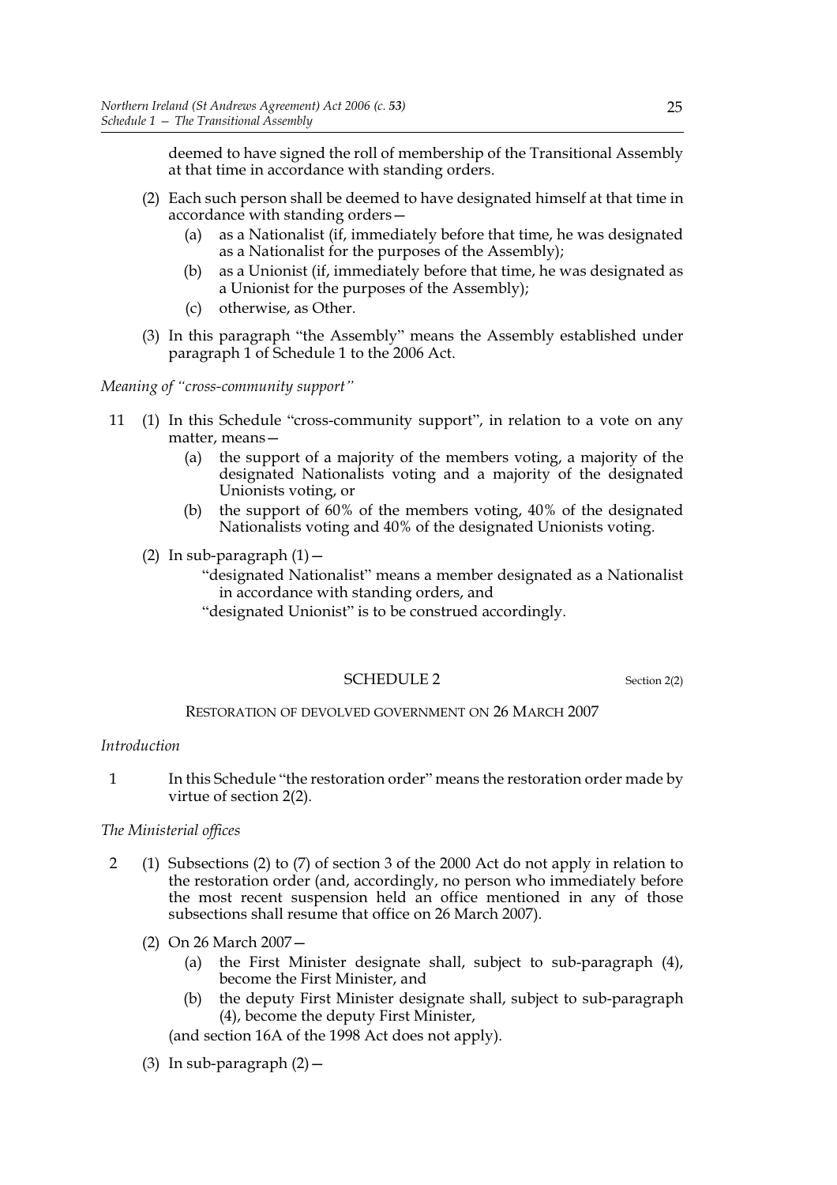deemed to have signed the roll of membership of the Transitional Assembly at that time in accordance with standing orders.

(2) Each such person shall be deemed to have designated himself at that time in accordance with standing orders—

(a) as a Nationalist (if, immediately before that time, he was designated as a Nationalist for the purposes of the Assembly);

(b) as a Unionist (if, immediately before that time, he was designated as a Unionist for the purposes of the Assembly);

(c) otherwise, as Other.

(3) In this paragraph "the Assembly" means the Assembly established under paragraph 1 of Schedule 1 to the 2006 Act.

*Meaning of "cross-community support"*

11 (1) In this Schedule "cross-community support", in relation to a vote on any matter, means—

(a) the support of a majority of the members voting, a majority of the designated Nationalists voting and a majority of the designated Unionists voting, or

(b) the support of 60% of the members voting, 40% of the designated Nationalists voting and 40% of the designated Unionists voting.

(2) In sub-paragraph (1)—

"designated Nationalist" means a member designated as a Nationalist in accordance with standing orders, and

"designated Unionist" is to be construed accordingly.

## SCHEDULE 2

Section 2(2)

### RESTORATION OF DEVOLVED GOVERNMENT ON 26 MARCH 2007

*Introduction*

1 In this Schedule "the restoration order" means the restoration order made by virtue of section 2(2).

*The Ministerial offices*

2 (1) Subsections (2) to (7) of section 3 of the 2000 Act do not apply in relation to the restoration order (and, accordingly, no person who immediately before the most recent suspension held an office mentioned in any of those subsections shall resume that office on 26 March 2007).

(2) On 26 March 2007—

(a) the First Minister designate shall, subject to sub-paragraph (4), become the First Minister, and

(b) the deputy First Minister designate shall, subject to sub-paragraph (4), become the deputy First Minister,

(and section 16A of the 1998 Act does not apply).

(3) In sub-paragraph (2)—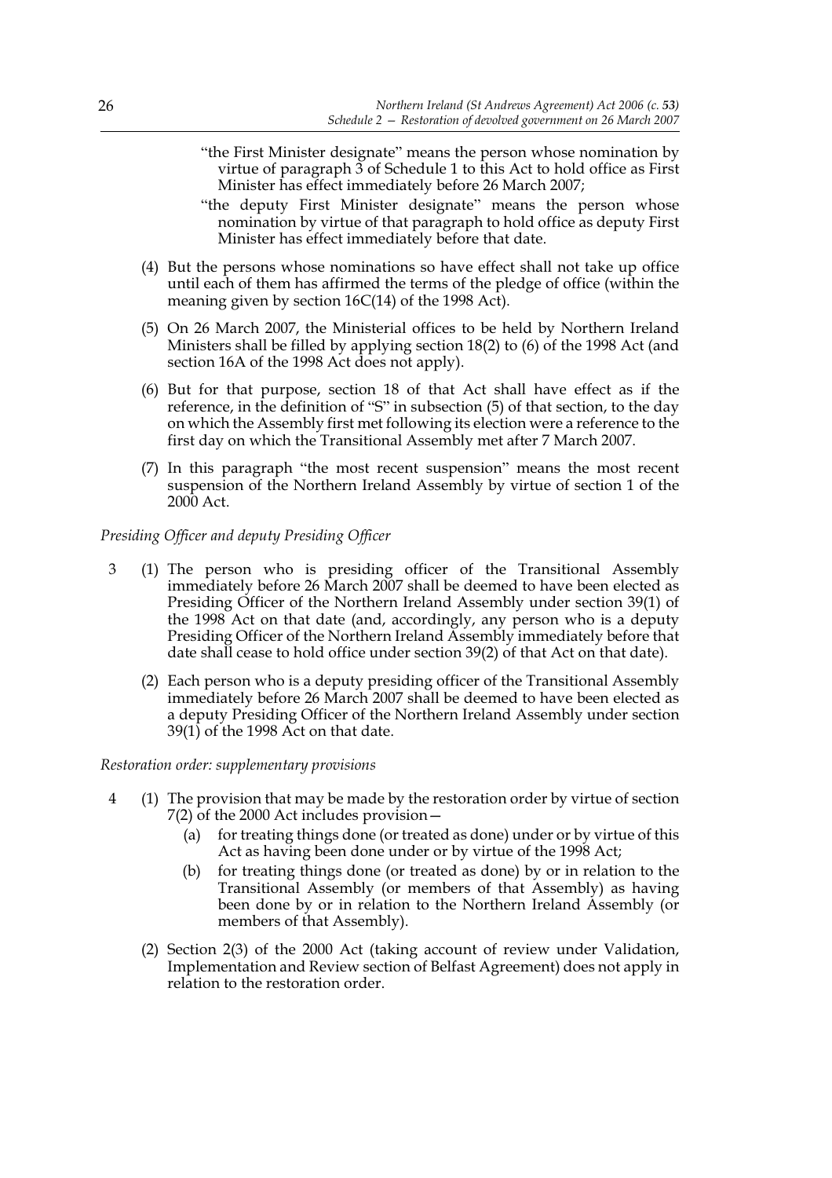"the First Minister designate" means the person whose nomination by virtue of paragraph 3 of Schedule 1 to this Act to hold office as First Minister has effect immediately before 26 March 2007;

"the deputy First Minister designate" means the person whose nomination by virtue of that paragraph to hold office as deputy First Minister has effect immediately before that date.

(4) But the persons whose nominations so have effect shall not take up office until each of them has affirmed the terms of the pledge of office (within the meaning given by section 16C(14) of the 1998 Act).

(5) On 26 March 2007, the Ministerial offices to be held by Northern Ireland Ministers shall be filled by applying section 18(2) to (6) of the 1998 Act (and section 16A of the 1998 Act does not apply).

(6) But for that purpose, section 18 of that Act shall have effect as if the reference, in the definition of "S" in subsection (5) of that section, to the day on which the Assembly first met following its election were a reference to the first day on which the Transitional Assembly met after 7 March 2007.

(7) In this paragraph "the most recent suspension" means the most recent suspension of the Northern Ireland Assembly by virtue of section 1 of the 2000 Act.

*Presiding Officer and deputy Presiding Officer*

3 (1) The person who is presiding officer of the Transitional Assembly immediately before 26 March 2007 shall be deemed to have been elected as Presiding Officer of the Northern Ireland Assembly under section 39(1) of the 1998 Act on that date (and, accordingly, any person who is a deputy Presiding Officer of the Northern Ireland Assembly immediately before that date shall cease to hold office under section 39(2) of that Act on that date).

(2) Each person who is a deputy presiding officer of the Transitional Assembly immediately before 26 March 2007 shall be deemed to have been elected as a deputy Presiding Officer of the Northern Ireland Assembly under section 39(1) of the 1998 Act on that date.

*Restoration order: supplementary provisions*

4 (1) The provision that may be made by the restoration order by virtue of section 7(2) of the 2000 Act includes provision—

(a) for treating things done (or treated as done) under or by virtue of this Act as having been done under or by virtue of the 1998 Act;

(b) for treating things done (or treated as done) by or in relation to the Transitional Assembly (or members of that Assembly) as having been done by or in relation to the Northern Ireland Assembly (or members of that Assembly).

(2) Section 2(3) of the 2000 Act (taking account of review under Validation, Implementation and Review section of Belfast Agreement) does not apply in relation to the restoration order.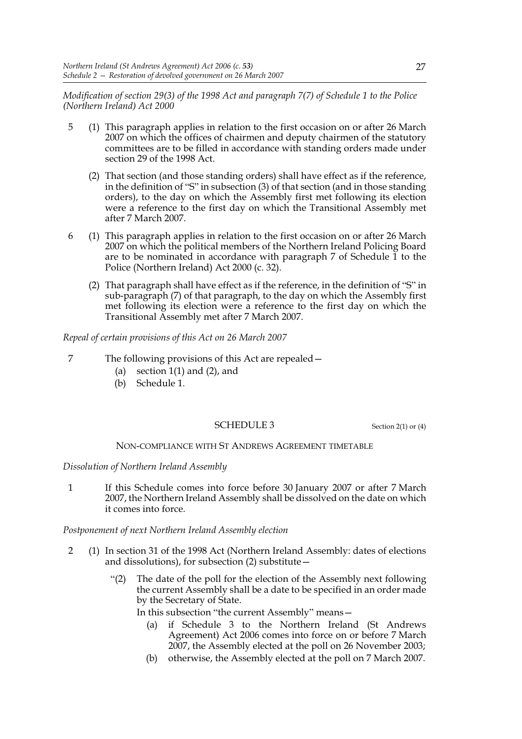*Modification of section 29(3) of the 1998 Act and paragraph 7(7) of Schedule 1 to the Police (Northern Ireland) Act 2000*

5 (1) This paragraph applies in relation to the first occasion on or after 26 March 2007 on which the offices of chairmen and deputy chairmen of the statutory committees are to be filled in accordance with standing orders made under section 29 of the 1998 Act.

(2) That section (and those standing orders) shall have effect as if the reference, in the definition of "S" in subsection (3) of that section (and in those standing orders), to the day on which the Assembly first met following its election were a reference to the first day on which the Transitional Assembly met after 7 March 2007.

6 (1) This paragraph applies in relation to the first occasion on or after 26 March 2007 on which the political members of the Northern Ireland Policing Board are to be nominated in accordance with paragraph 7 of Schedule 1 to the Police (Northern Ireland) Act 2000 (c. 32).

(2) That paragraph shall have effect as if the reference, in the definition of "S" in sub-paragraph (7) of that paragraph, to the day on which the Assembly first met following its election were a reference to the first day on which the Transitional Assembly met after 7 March 2007.

*Repeal of certain provisions of this Act on 26 March 2007*

7 The following provisions of this Act are repealed—

(a) section 1(1) and (2), and

(b) Schedule 1.

## SCHEDULE 3

Section 2(1) or (4)

NON-COMPLIANCE WITH ST ANDREWS AGREEMENT TIMETABLE

*Dissolution of Northern Ireland Assembly*

1 If this Schedule comes into force before 30 January 2007 or after 7 March 2007, the Northern Ireland Assembly shall be dissolved on the date on which it comes into force.

*Postponement of next Northern Ireland Assembly election*

2 (1) In section 31 of the 1998 Act (Northern Ireland Assembly: dates of elections and dissolutions), for subsection (2) substitute—

"(2) The date of the poll for the election of the Assembly next following the current Assembly shall be a date to be specified in an order made by the Secretary of State.

In this subsection "the current Assembly" means—

(a) if Schedule 3 to the Northern Ireland (St Andrews Agreement) Act 2006 comes into force on or before 7 March 2007, the Assembly elected at the poll on 26 November 2003;

(b) otherwise, the Assembly elected at the poll on 7 March 2007.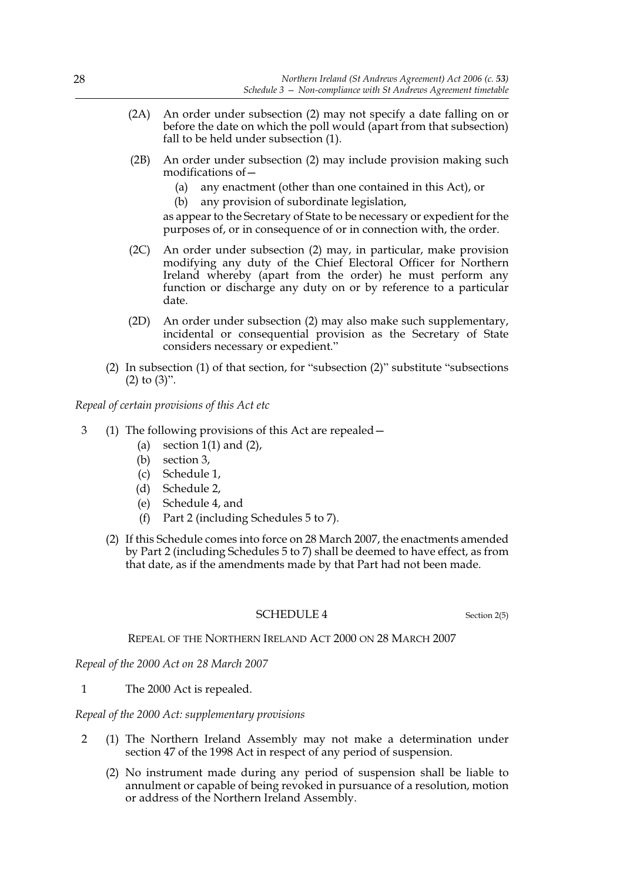(2A) An order under subsection (2) may not specify a date falling on or before the date on which the poll would (apart from that subsection) fall to be held under subsection (1).

(2B) An order under subsection (2) may include provision making such modifications of—

(a) any enactment (other than one contained in this Act), or

(b) any provision of subordinate legislation,

as appear to the Secretary of State to be necessary or expedient for the purposes of, or in consequence of or in connection with, the order.

(2C) An order under subsection (2) may, in particular, make provision modifying any duty of the Chief Electoral Officer for Northern Ireland whereby (apart from the order) he must perform any function or discharge any duty on or by reference to a particular date.

(2D) An order under subsection (2) may also make such supplementary, incidental or consequential provision as the Secretary of State considers necessary or expedient."

(2) In subsection (1) of that section, for "subsection (2)" substitute "subsections (2) to (3)".

*Repeal of certain provisions of this Act etc*

3 (1) The following provisions of this Act are repealed—

(a) section 1(1) and (2),

(b) section 3,

(c) Schedule 1,

(d) Schedule 2,

(e) Schedule 4, and

(f) Part 2 (including Schedules 5 to 7).

(2) If this Schedule comes into force on 28 March 2007, the enactments amended by Part 2 (including Schedules 5 to 7) shall be deemed to have effect, as from that date, as if the amendments made by that Part had not been made.

## SCHEDULE 4

Section 2(5)

### REPEAL OF THE NORTHERN IRELAND ACT 2000 ON 28 MARCH 2007

*Repeal of the 2000 Act on 28 March 2007*

1 The 2000 Act is repealed.

*Repeal of the 2000 Act: supplementary provisions*

2 (1) The Northern Ireland Assembly may not make a determination under section 47 of the 1998 Act in respect of any period of suspension.

(2) No instrument made during any period of suspension shall be liable to annulment or capable of being revoked in pursuance of a resolution, motion or address of the Northern Ireland Assembly.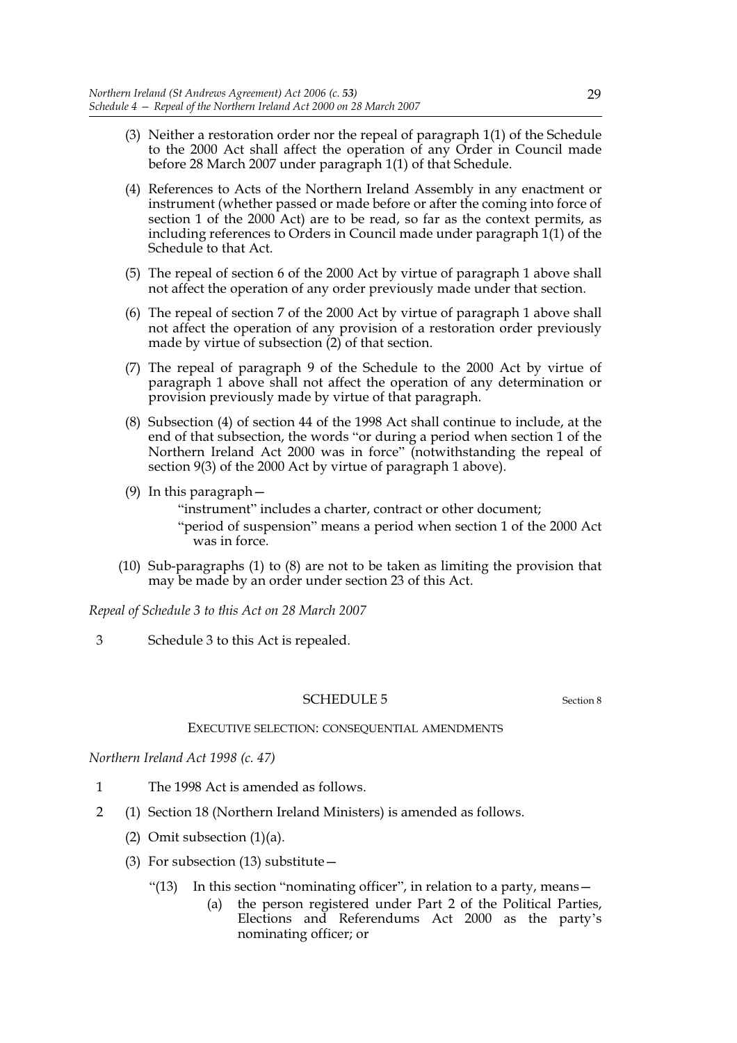(3) Neither a restoration order nor the repeal of paragraph 1(1) of the Schedule to the 2000 Act shall affect the operation of any Order in Council made before 28 March 2007 under paragraph 1(1) of that Schedule.

(4) References to Acts of the Northern Ireland Assembly in any enactment or instrument (whether passed or made before or after the coming into force of section 1 of the 2000 Act) are to be read, so far as the context permits, as including references to Orders in Council made under paragraph 1(1) of the Schedule to that Act.

(5) The repeal of section 6 of the 2000 Act by virtue of paragraph 1 above shall not affect the operation of any order previously made under that section.

(6) The repeal of section 7 of the 2000 Act by virtue of paragraph 1 above shall not affect the operation of any provision of a restoration order previously made by virtue of subsection (2) of that section.

(7) The repeal of paragraph 9 of the Schedule to the 2000 Act by virtue of paragraph 1 above shall not affect the operation of any determination or provision previously made by virtue of that paragraph.

(8) Subsection (4) of section 44 of the 1998 Act shall continue to include, at the end of that subsection, the words "or during a period when section 1 of the Northern Ireland Act 2000 was in force" (notwithstanding the repeal of section 9(3) of the 2000 Act by virtue of paragraph 1 above).

(9) In this paragraph—

"instrument" includes a charter, contract or other document;

"period of suspension" means a period when section 1 of the 2000 Act was in force.

(10) Sub-paragraphs (1) to (8) are not to be taken as limiting the provision that may be made by an order under section 23 of this Act.

*Repeal of Schedule 3 to this Act on 28 March 2007*

3 Schedule 3 to this Act is repealed.

## SCHEDULE 5

Section 8

### EXECUTIVE SELECTION: CONSEQUENTIAL AMENDMENTS

*Northern Ireland Act 1998 (c. 47)*

1 The 1998 Act is amended as follows.

2 (1) Section 18 (Northern Ireland Ministers) is amended as follows.

(2) Omit subsection (1)(a).

(3) For subsection (13) substitute—

"(13) In this section "nominating officer", in relation to a party, means—

(a) the person registered under Part 2 of the Political Parties, Elections and Referendums Act 2000 as the party's nominating officer; or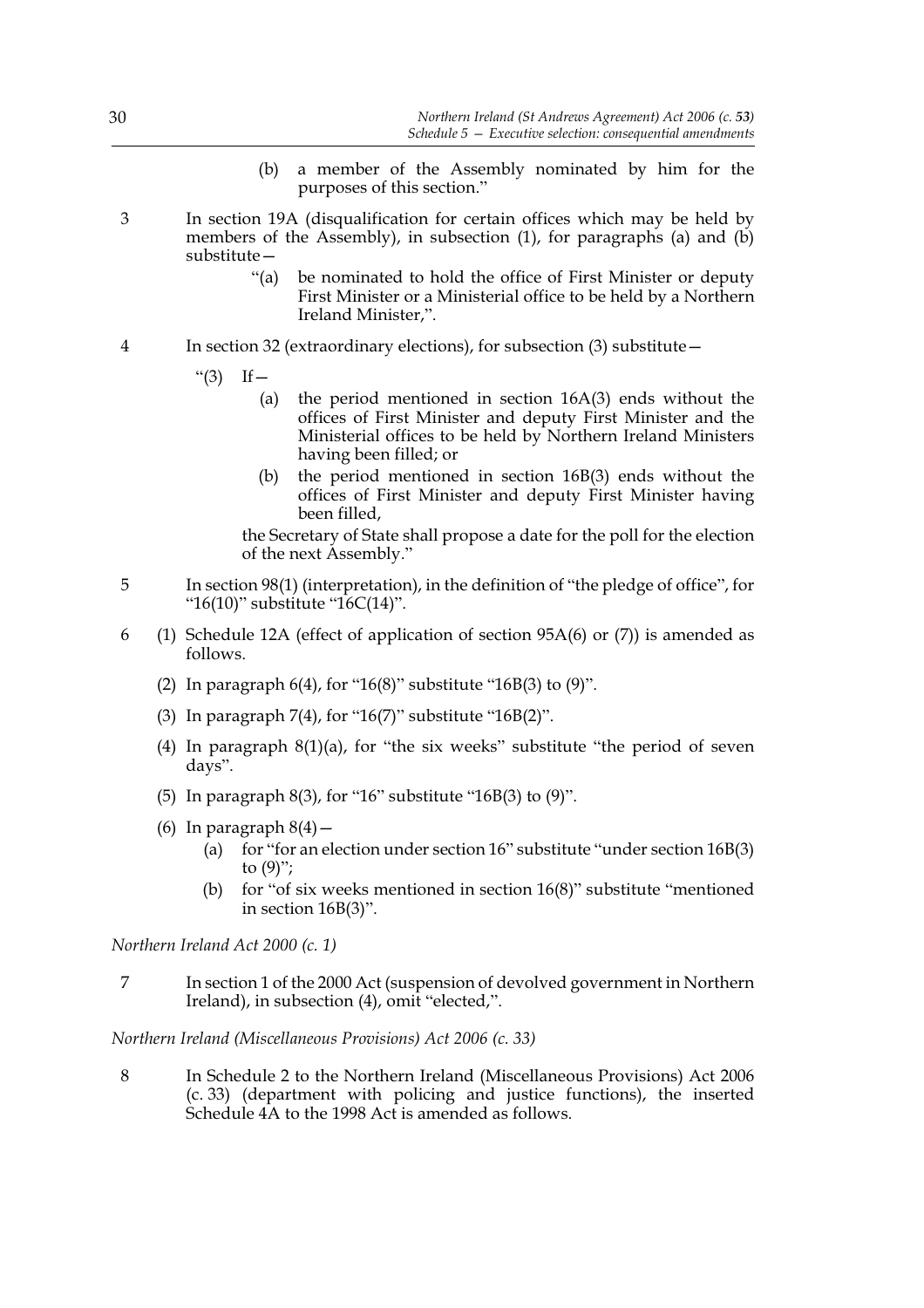(b) a member of the Assembly nominated by him for the purposes of this section."

3 In section 19A (disqualification for certain offices which may be held by members of the Assembly), in subsection (1), for paragraphs (a) and (b) substitute—

"(a) be nominated to hold the office of First Minister or deputy First Minister or a Ministerial office to be held by a Northern Ireland Minister,".

4 In section 32 (extraordinary elections), for subsection (3) substitute—

"(3) If—

(a) the period mentioned in section 16A(3) ends without the offices of First Minister and deputy First Minister and the Ministerial offices to be held by Northern Ireland Ministers having been filled; or

(b) the period mentioned in section 16B(3) ends without the offices of First Minister and deputy First Minister having been filled,

the Secretary of State shall propose a date for the poll for the election of the next Assembly."

5 In section 98(1) (interpretation), in the definition of "the pledge of office", for "16(10)" substitute "16C(14)".

6 (1) Schedule 12A (effect of application of section 95A(6) or (7)) is amended as follows.

(2) In paragraph 6(4), for "16(8)" substitute "16B(3) to (9)".

(3) In paragraph 7(4), for "16(7)" substitute "16B(2)".

(4) In paragraph 8(1)(a), for "the six weeks" substitute "the period of seven days".

(5) In paragraph 8(3), for "16" substitute "16B(3) to (9)".

(6) In paragraph 8(4)—

(a) for "for an election under section 16" substitute "under section 16B(3) to (9)";

(b) for "of six weeks mentioned in section 16(8)" substitute "mentioned in section 16B(3)".

*Northern Ireland Act 2000 (c. 1)*

7 In section 1 of the 2000 Act (suspension of devolved government in Northern Ireland), in subsection (4), omit "elected,".

*Northern Ireland (Miscellaneous Provisions) Act 2006 (c. 33)*

8 In Schedule 2 to the Northern Ireland (Miscellaneous Provisions) Act 2006 (c. 33) (department with policing and justice functions), the inserted Schedule 4A to the 1998 Act is amended as follows.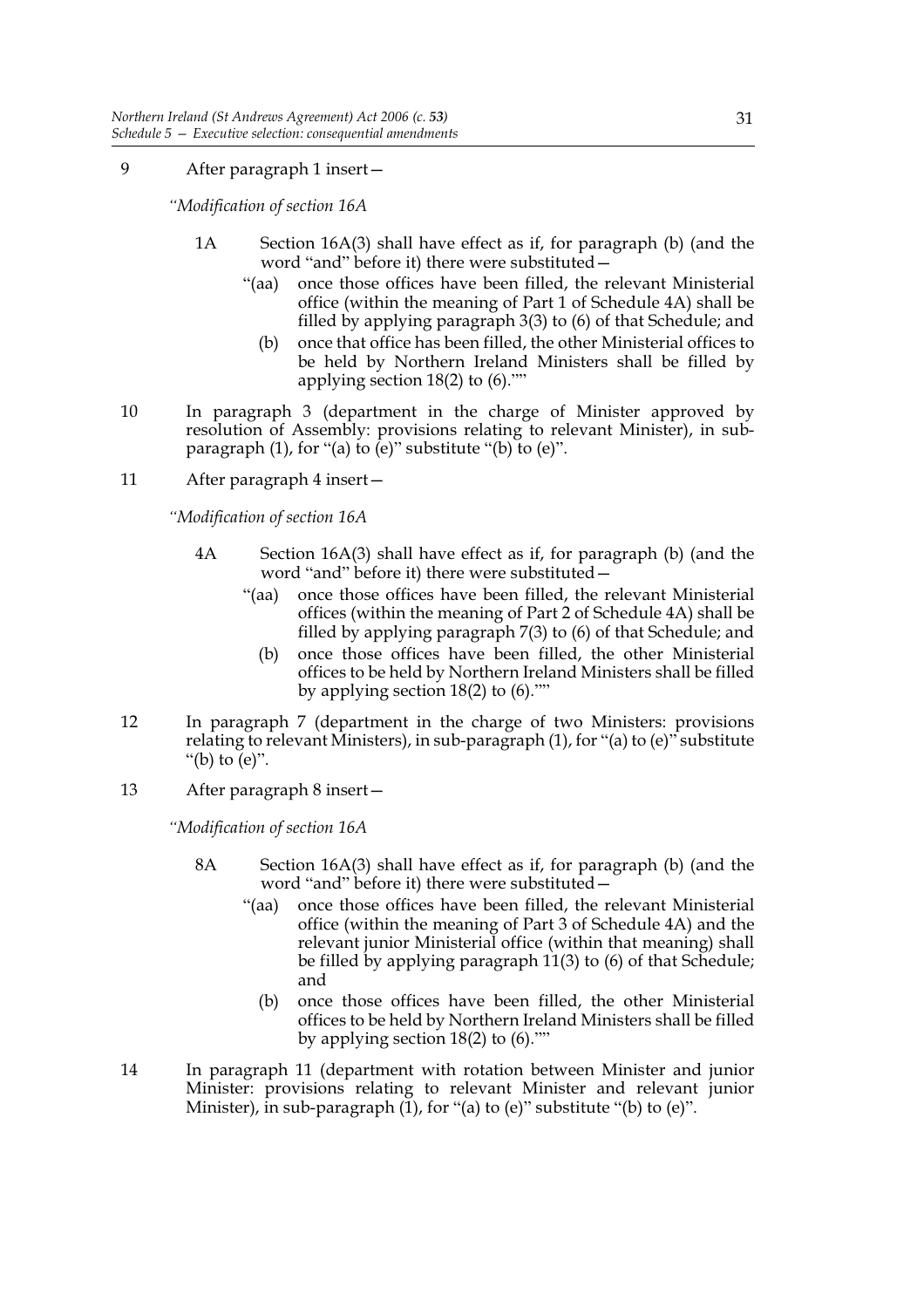9 After paragraph 1 insert—

*"Modification of section 16A*

1A Section 16A(3) shall have effect as if, for paragraph (b) (and the word "and" before it) there were substituted—

"(aa) once those offices have been filled, the relevant Ministerial office (within the meaning of Part 1 of Schedule 4A) shall be filled by applying paragraph 3(3) to (6) of that Schedule; and

(b) once that office has been filled, the other Ministerial offices to be held by Northern Ireland Ministers shall be filled by applying section 18(2) to (6).""

10 In paragraph 3 (department in the charge of Minister approved by resolution of Assembly: provisions relating to relevant Minister), in sub-paragraph (1), for "(a) to (e)" substitute "(b) to (e)".

11 After paragraph 4 insert—

*"Modification of section 16A*

4A Section 16A(3) shall have effect as if, for paragraph (b) (and the word "and" before it) there were substituted—

"(aa) once those offices have been filled, the relevant Ministerial offices (within the meaning of Part 2 of Schedule 4A) shall be filled by applying paragraph 7(3) to (6) of that Schedule; and

(b) once those offices have been filled, the other Ministerial offices to be held by Northern Ireland Ministers shall be filled by applying section 18(2) to (6).""

12 In paragraph 7 (department in the charge of two Ministers: provisions relating to relevant Ministers), in sub-paragraph (1), for "(a) to (e)" substitute "(b) to (e)".

13 After paragraph 8 insert—

*"Modification of section 16A*

8A Section 16A(3) shall have effect as if, for paragraph (b) (and the word "and" before it) there were substituted—

"(aa) once those offices have been filled, the relevant Ministerial office (within the meaning of Part 3 of Schedule 4A) and the relevant junior Ministerial office (within that meaning) shall be filled by applying paragraph 11(3) to (6) of that Schedule; and

(b) once those offices have been filled, the other Ministerial offices to be held by Northern Ireland Ministers shall be filled by applying section 18(2) to (6).""

14 In paragraph 11 (department with rotation between Minister and junior Minister: provisions relating to relevant Minister and relevant junior Minister), in sub-paragraph (1), for "(a) to (e)" substitute "(b) to (e)".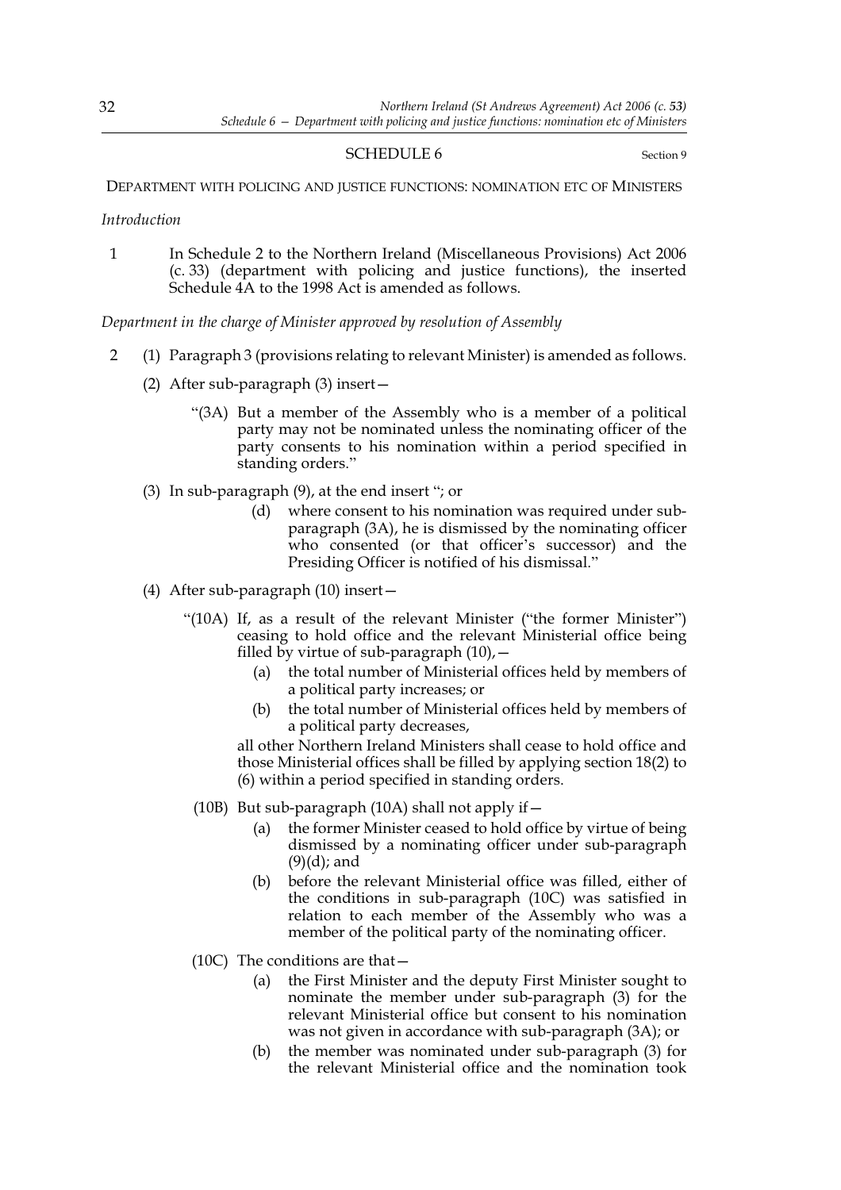## SCHEDULE 6

Section 9

DEPARTMENT WITH POLICING AND JUSTICE FUNCTIONS: NOMINATION ETC OF MINISTERS

*Introduction*

1 In Schedule 2 to the Northern Ireland (Miscellaneous Provisions) Act 2006 (c. 33) (department with policing and justice functions), the inserted Schedule 4A to the 1998 Act is amended as follows.

*Department in the charge of Minister approved by resolution of Assembly*

2 (1) Paragraph 3 (provisions relating to relevant Minister) is amended as follows.

(2) After sub-paragraph (3) insert—

"(3A) But a member of the Assembly who is a member of a political party may not be nominated unless the nominating officer of the party consents to his nomination within a period specified in standing orders."

(3) In sub-paragraph (9), at the end insert "; or

(d) where consent to his nomination was required under sub-paragraph (3A), he is dismissed by the nominating officer who consented (or that officer's successor) and the Presiding Officer is notified of his dismissal."

(4) After sub-paragraph (10) insert—

"(10A) If, as a result of the relevant Minister ("the former Minister") ceasing to hold office and the relevant Ministerial office being filled by virtue of sub-paragraph (10),—

(a) the total number of Ministerial offices held by members of a political party increases; or

(b) the total number of Ministerial offices held by members of a political party decreases,

all other Northern Ireland Ministers shall cease to hold office and those Ministerial offices shall be filled by applying section 18(2) to (6) within a period specified in standing orders.

(10B) But sub-paragraph (10A) shall not apply if—

(a) the former Minister ceased to hold office by virtue of being dismissed by a nominating officer under sub-paragraph (9)(d); and

(b) before the relevant Ministerial office was filled, either of the conditions in sub-paragraph (10C) was satisfied in relation to each member of the Assembly who was a member of the political party of the nominating officer.

(10C) The conditions are that—

(a) the First Minister and the deputy First Minister sought to nominate the member under sub-paragraph (3) for the relevant Ministerial office but consent to his nomination was not given in accordance with sub-paragraph (3A); or

(b) the member was nominated under sub-paragraph (3) for the relevant Ministerial office and the nomination took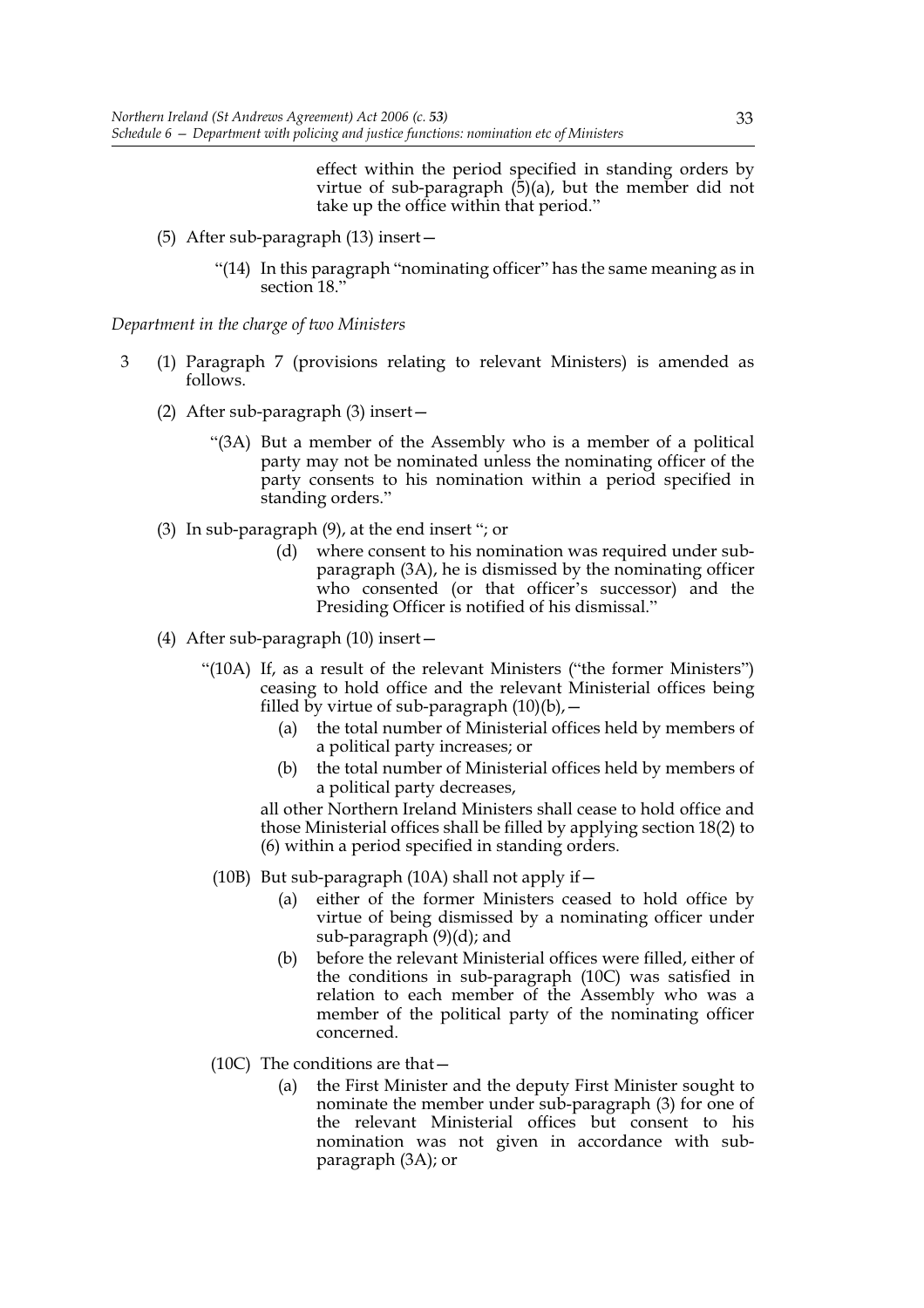effect within the period specified in standing orders by virtue of sub-paragraph (5)(a), but the member did not take up the office within that period."

(5) After sub-paragraph (13) insert—

"(14) In this paragraph "nominating officer" has the same meaning as in section 18."

*Department in the charge of two Ministers*

3 (1) Paragraph 7 (provisions relating to relevant Ministers) is amended as follows.

(2) After sub-paragraph (3) insert—

"(3A) But a member of the Assembly who is a member of a political party may not be nominated unless the nominating officer of the party consents to his nomination within a period specified in standing orders."

(3) In sub-paragraph (9), at the end insert "; or

(d) where consent to his nomination was required under sub-paragraph (3A), he is dismissed by the nominating officer who consented (or that officer's successor) and the Presiding Officer is notified of his dismissal."

(4) After sub-paragraph (10) insert—

"(10A) If, as a result of the relevant Ministers ("the former Ministers") ceasing to hold office and the relevant Ministerial offices being filled by virtue of sub-paragraph (10)(b),—

(a) the total number of Ministerial offices held by members of a political party increases; or

(b) the total number of Ministerial offices held by members of a political party decreases,

all other Northern Ireland Ministers shall cease to hold office and those Ministerial offices shall be filled by applying section 18(2) to (6) within a period specified in standing orders.

(10B) But sub-paragraph (10A) shall not apply if—

(a) either of the former Ministers ceased to hold office by virtue of being dismissed by a nominating officer under sub-paragraph (9)(d); and

(b) before the relevant Ministerial offices were filled, either of the conditions in sub-paragraph (10C) was satisfied in relation to each member of the Assembly who was a member of the political party of the nominating officer concerned.

(10C) The conditions are that—

(a) the First Minister and the deputy First Minister sought to nominate the member under sub-paragraph (3) for one of the relevant Ministerial offices but consent to his nomination was not given in accordance with sub-paragraph (3A); or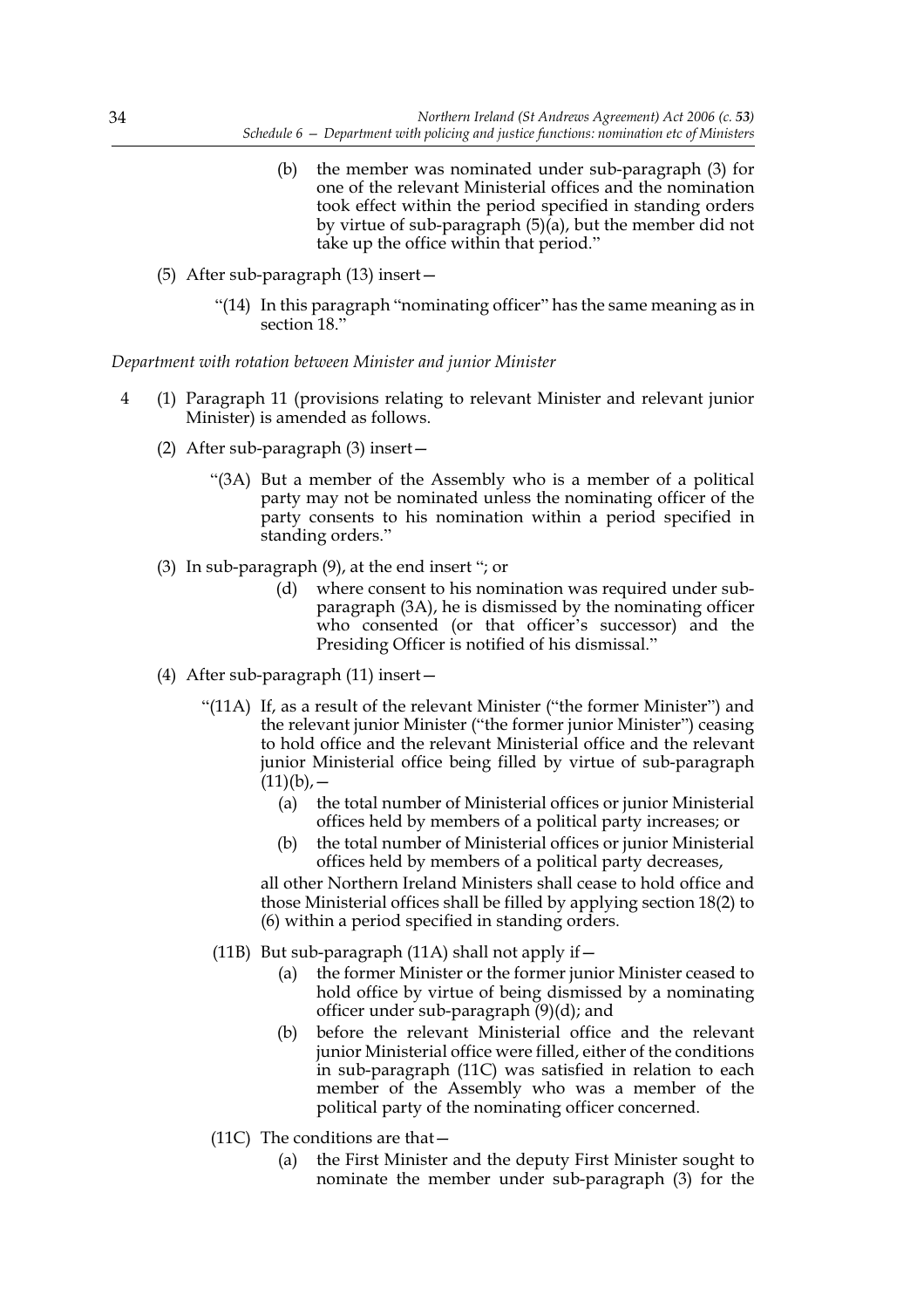(b) the member was nominated under sub-paragraph (3) for one of the relevant Ministerial offices and the nomination took effect within the period specified in standing orders by virtue of sub-paragraph (5)(a), but the member did not take up the office within that period."

(5) After sub-paragraph (13) insert—

"(14) In this paragraph "nominating officer" has the same meaning as in section 18."

*Department with rotation between Minister and junior Minister*

4 (1) Paragraph 11 (provisions relating to relevant Minister and relevant junior Minister) is amended as follows.

(2) After sub-paragraph (3) insert—

"(3A) But a member of the Assembly who is a member of a political party may not be nominated unless the nominating officer of the party consents to his nomination within a period specified in standing orders."

(3) In sub-paragraph (9), at the end insert "; or

(d) where consent to his nomination was required under sub-paragraph (3A), he is dismissed by the nominating officer who consented (or that officer's successor) and the Presiding Officer is notified of his dismissal."

(4) After sub-paragraph (11) insert—

"(11A) If, as a result of the relevant Minister ("the former Minister") and the relevant junior Minister ("the former junior Minister") ceasing to hold office and the relevant Ministerial office and the relevant junior Ministerial office being filled by virtue of sub-paragraph (11)(b),—

(a) the total number of Ministerial offices or junior Ministerial offices held by members of a political party increases; or

(b) the total number of Ministerial offices or junior Ministerial offices held by members of a political party decreases,

all other Northern Ireland Ministers shall cease to hold office and those Ministerial offices shall be filled by applying section 18(2) to (6) within a period specified in standing orders.

(11B) But sub-paragraph (11A) shall not apply if—

(a) the former Minister or the former junior Minister ceased to hold office by virtue of being dismissed by a nominating officer under sub-paragraph (9)(d); and

(b) before the relevant Ministerial office and the relevant junior Ministerial office were filled, either of the conditions in sub-paragraph (11C) was satisfied in relation to each member of the Assembly who was a member of the political party of the nominating officer concerned.

(11C) The conditions are that—

(a) the First Minister and the deputy First Minister sought to nominate the member under sub-paragraph (3) for the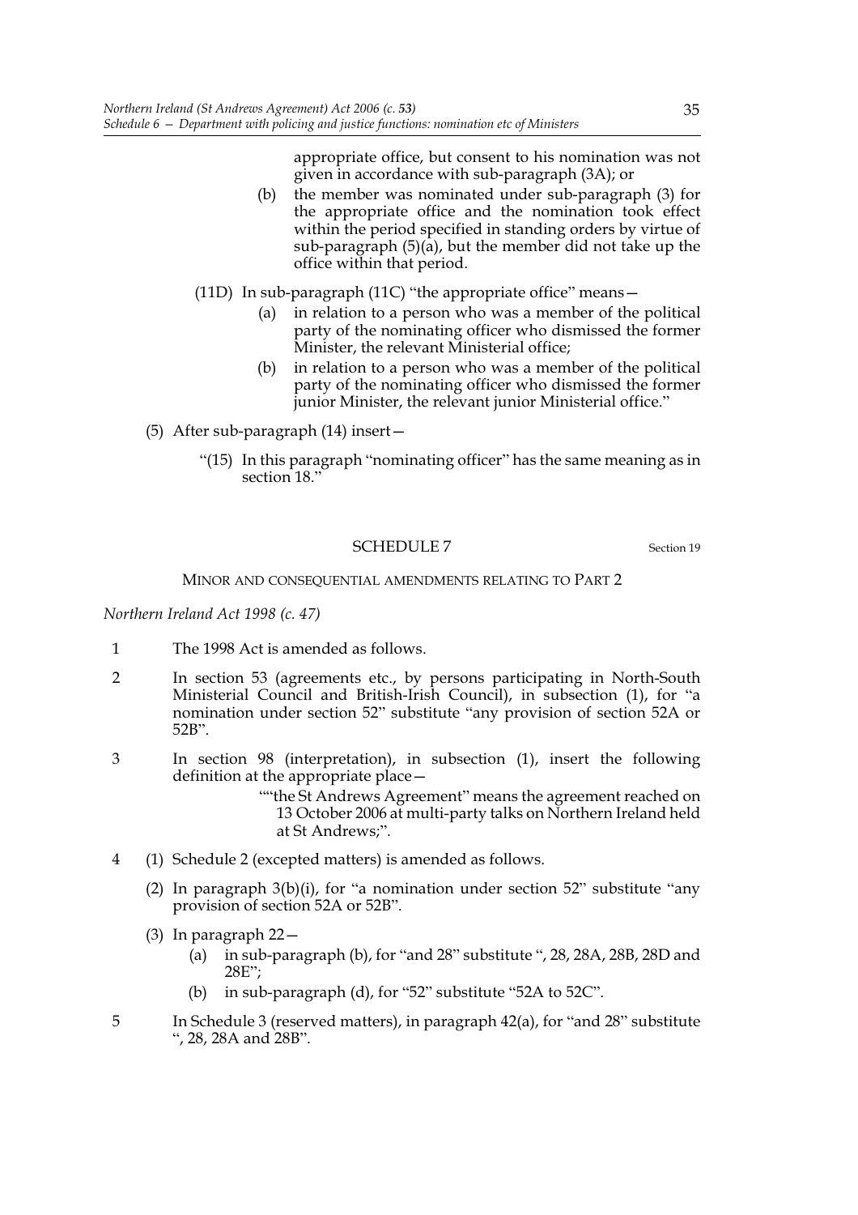appropriate office, but consent to his nomination was not given in accordance with sub-paragraph (3A); or

(b) the member was nominated under sub-paragraph (3) for the appropriate office and the nomination took effect within the period specified in standing orders by virtue of sub-paragraph (5)(a), but the member did not take up the office within that period.

(11D) In sub-paragraph (11C) "the appropriate office" means—

(a) in relation to a person who was a member of the political party of the nominating officer who dismissed the former Minister, the relevant Ministerial office;

(b) in relation to a person who was a member of the political party of the nominating officer who dismissed the former junior Minister, the relevant junior Ministerial office."

(5) After sub-paragraph (14) insert—

"(15) In this paragraph "nominating officer" has the same meaning as in section 18."

## SCHEDULE 7

Section 19

MINOR AND CONSEQUENTIAL AMENDMENTS RELATING TO PART 2

*Northern Ireland Act 1998 (c. 47)*

1 The 1998 Act is amended as follows.

2 In section 53 (agreements etc., by persons participating in North-South Ministerial Council and British-Irish Council), in subsection (1), for "a nomination under section 52" substitute "any provision of section 52A or 52B".

3 In section 98 (interpretation), in subsection (1), insert the following definition at the appropriate place—

""the St Andrews Agreement" means the agreement reached on 13 October 2006 at multi-party talks on Northern Ireland held at St Andrews;".

4 (1) Schedule 2 (excepted matters) is amended as follows.

(2) In paragraph 3(b)(i), for "a nomination under section 52" substitute "any provision of section 52A or 52B".

(3) In paragraph 22—

(a) in sub-paragraph (b), for "and 28" substitute ", 28, 28A, 28B, 28D and 28E";

(b) in sub-paragraph (d), for "52" substitute "52A to 52C".

5 In Schedule 3 (reserved matters), in paragraph 42(a), for "and 28" substitute ", 28, 28A and 28B".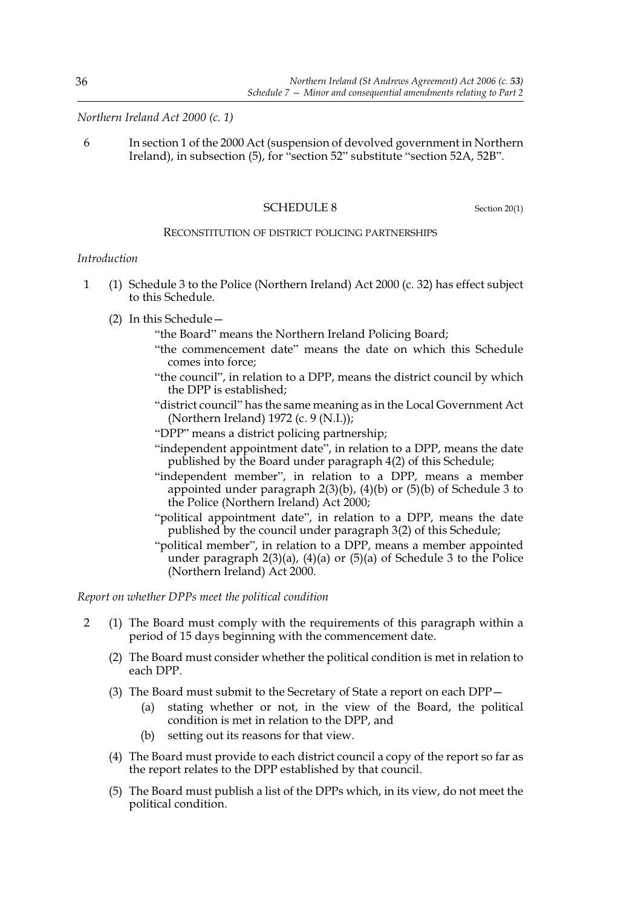*Northern Ireland Act 2000 (c. 1)*

6 In section 1 of the 2000 Act (suspension of devolved government in Northern Ireland), in subsection (5), for "section 52" substitute "section 52A, 52B".

## SCHEDULE 8

Section 20(1)

### RECONSTITUTION OF DISTRICT POLICING PARTNERSHIPS

*Introduction*

1 (1) Schedule 3 to the Police (Northern Ireland) Act 2000 (c. 32) has effect subject to this Schedule.

(2) In this Schedule—

"the Board" means the Northern Ireland Policing Board;

"the commencement date" means the date on which this Schedule comes into force;

"the council", in relation to a DPP, means the district council by which the DPP is established;

"district council" has the same meaning as in the Local Government Act (Northern Ireland) 1972 (c. 9 (N.I.));

"DPP" means a district policing partnership;

"independent appointment date", in relation to a DPP, means the date published by the Board under paragraph 4(2) of this Schedule;

"independent member", in relation to a DPP, means a member appointed under paragraph 2(3)(b), (4)(b) or (5)(b) of Schedule 3 to the Police (Northern Ireland) Act 2000;

"political appointment date", in relation to a DPP, means the date published by the council under paragraph 3(2) of this Schedule;

"political member", in relation to a DPP, means a member appointed under paragraph 2(3)(a), (4)(a) or (5)(a) of Schedule 3 to the Police (Northern Ireland) Act 2000.

*Report on whether DPPs meet the political condition*

2 (1) The Board must comply with the requirements of this paragraph within a period of 15 days beginning with the commencement date.

(2) The Board must consider whether the political condition is met in relation to each DPP.

(3) The Board must submit to the Secretary of State a report on each DPP—

(a) stating whether or not, in the view of the Board, the political condition is met in relation to the DPP, and

(b) setting out its reasons for that view.

(4) The Board must provide to each district council a copy of the report so far as the report relates to the DPP established by that council.

(5) The Board must publish a list of the DPPs which, in its view, do not meet the political condition.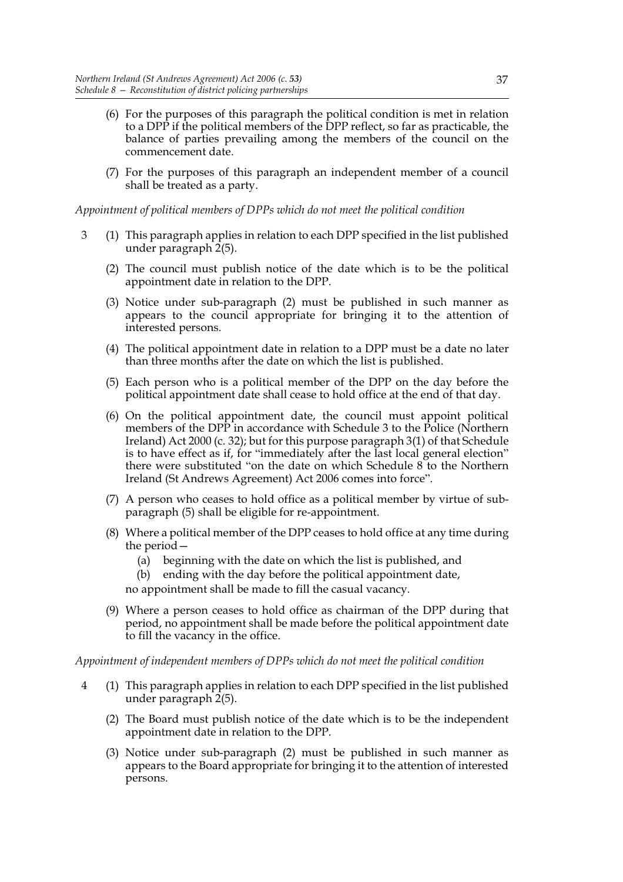(6) For the purposes of this paragraph the political condition is met in relation to a DPP if the political members of the DPP reflect, so far as practicable, the balance of parties prevailing among the members of the council on the commencement date.

(7) For the purposes of this paragraph an independent member of a council shall be treated as a party.

*Appointment of political members of DPPs which do not meet the political condition*

3 (1) This paragraph applies in relation to each DPP specified in the list published under paragraph 2(5).

(2) The council must publish notice of the date which is to be the political appointment date in relation to the DPP.

(3) Notice under sub-paragraph (2) must be published in such manner as appears to the council appropriate for bringing it to the attention of interested persons.

(4) The political appointment date in relation to a DPP must be a date no later than three months after the date on which the list is published.

(5) Each person who is a political member of the DPP on the day before the political appointment date shall cease to hold office at the end of that day.

(6) On the political appointment date, the council must appoint political members of the DPP in accordance with Schedule 3 to the Police (Northern Ireland) Act 2000 (c. 32); but for this purpose paragraph 3(1) of that Schedule is to have effect as if, for "immediately after the last local general election" there were substituted "on the date on which Schedule 8 to the Northern Ireland (St Andrews Agreement) Act 2006 comes into force".

(7) A person who ceases to hold office as a political member by virtue of sub-paragraph (5) shall be eligible for re-appointment.

(8) Where a political member of the DPP ceases to hold office at any time during the period—

(a) beginning with the date on which the list is published, and

(b) ending with the day before the political appointment date,

no appointment shall be made to fill the casual vacancy.

(9) Where a person ceases to hold office as chairman of the DPP during that period, no appointment shall be made before the political appointment date to fill the vacancy in the office.

*Appointment of independent members of DPPs which do not meet the political condition*

4 (1) This paragraph applies in relation to each DPP specified in the list published under paragraph 2(5).

(2) The Board must publish notice of the date which is to be the independent appointment date in relation to the DPP.

(3) Notice under sub-paragraph (2) must be published in such manner as appears to the Board appropriate for bringing it to the attention of interested persons.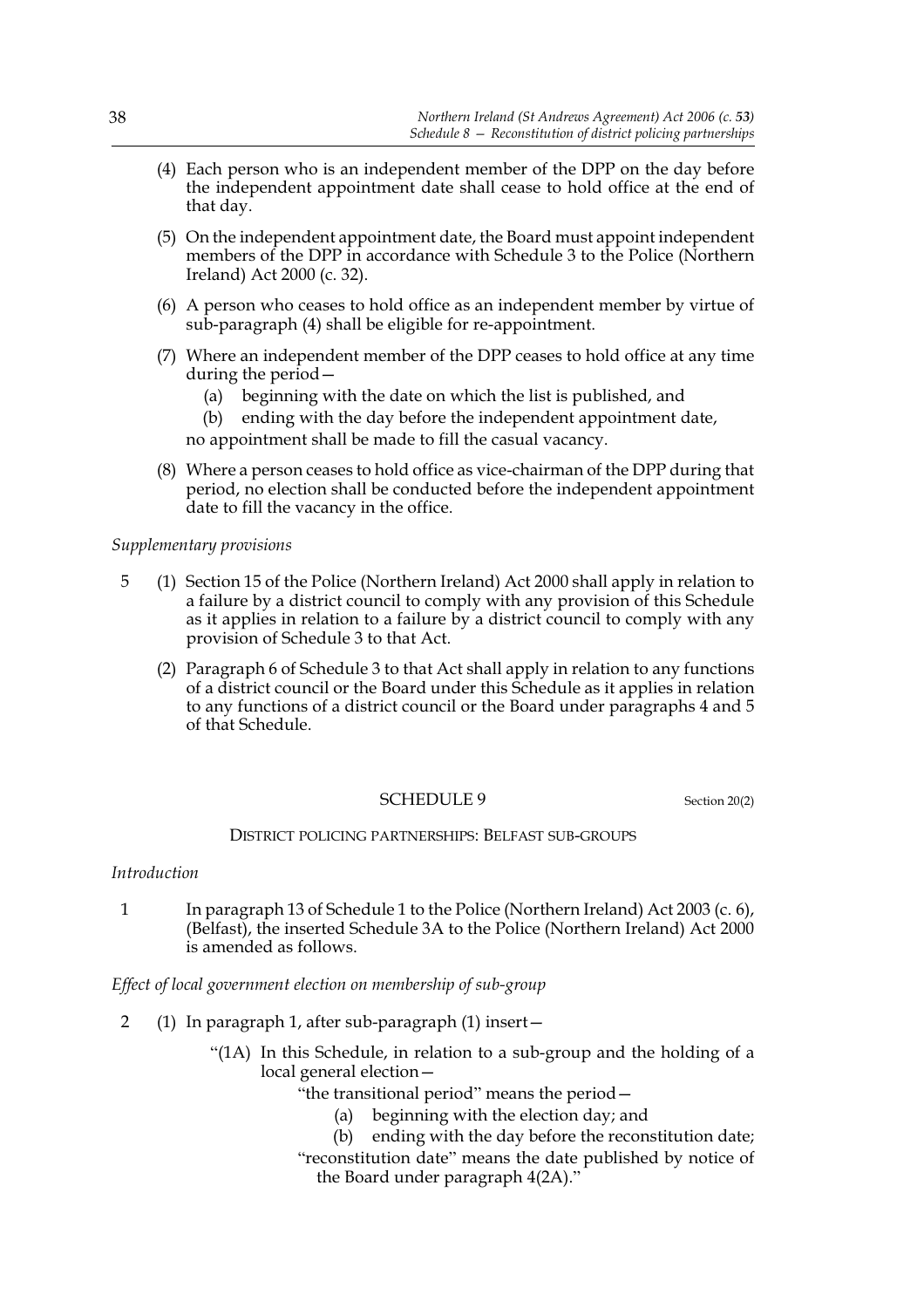(4) Each person who is an independent member of the DPP on the day before the independent appointment date shall cease to hold office at the end of that day.

(5) On the independent appointment date, the Board must appoint independent members of the DPP in accordance with Schedule 3 to the Police (Northern Ireland) Act 2000 (c. 32).

(6) A person who ceases to hold office as an independent member by virtue of sub-paragraph (4) shall be eligible for re-appointment.

(7) Where an independent member of the DPP ceases to hold office at any time during the period—

(a) beginning with the date on which the list is published, and

(b) ending with the day before the independent appointment date,

no appointment shall be made to fill the casual vacancy.

(8) Where a person ceases to hold office as vice-chairman of the DPP during that period, no election shall be conducted before the independent appointment date to fill the vacancy in the office.

*Supplementary provisions*

5 (1) Section 15 of the Police (Northern Ireland) Act 2000 shall apply in relation to a failure by a district council to comply with any provision of this Schedule as it applies in relation to a failure by a district council to comply with any provision of Schedule 3 to that Act.

(2) Paragraph 6 of Schedule 3 to that Act shall apply in relation to any functions of a district council or the Board under this Schedule as it applies in relation to any functions of a district council or the Board under paragraphs 4 and 5 of that Schedule.

## SCHEDULE 9

Section 20(2)

### DISTRICT POLICING PARTNERSHIPS: BELFAST SUB-GROUPS

*Introduction*

1 In paragraph 13 of Schedule 1 to the Police (Northern Ireland) Act 2003 (c. 6), (Belfast), the inserted Schedule 3A to the Police (Northern Ireland) Act 2000 is amended as follows.

*Effect of local government election on membership of sub-group*

2 (1) In paragraph 1, after sub-paragraph (1) insert—

"(1A) In this Schedule, in relation to a sub-group and the holding of a local general election—

"the transitional period" means the period—

(a) beginning with the election day; and

(b) ending with the day before the reconstitution date;

"reconstitution date" means the date published by notice of the Board under paragraph 4(2A)."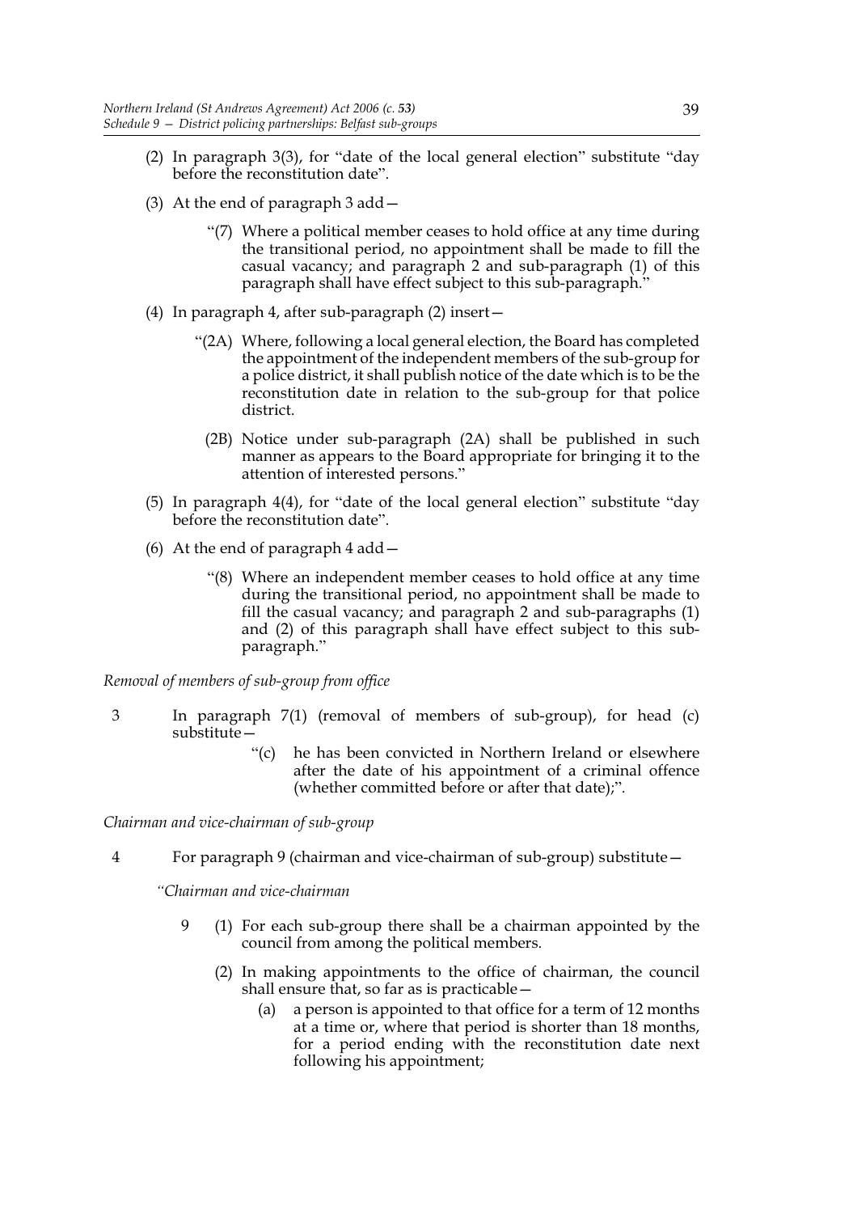(2) In paragraph 3(3), for "date of the local general election" substitute "day before the reconstitution date".

(3) At the end of paragraph 3 add—

"(7) Where a political member ceases to hold office at any time during the transitional period, no appointment shall be made to fill the casual vacancy; and paragraph 2 and sub-paragraph (1) of this paragraph shall have effect subject to this sub-paragraph."

(4) In paragraph 4, after sub-paragraph (2) insert—

"(2A) Where, following a local general election, the Board has completed the appointment of the independent members of the sub-group for a police district, it shall publish notice of the date which is to be the reconstitution date in relation to the sub-group for that police district.

(2B) Notice under sub-paragraph (2A) shall be published in such manner as appears to the Board appropriate for bringing it to the attention of interested persons."

(5) In paragraph 4(4), for "date of the local general election" substitute "day before the reconstitution date".

(6) At the end of paragraph 4 add—

"(8) Where an independent member ceases to hold office at any time during the transitional period, no appointment shall be made to fill the casual vacancy; and paragraph 2 and sub-paragraphs (1) and (2) of this paragraph shall have effect subject to this sub-paragraph."

*Removal of members of sub-group from office*

3 In paragraph 7(1) (removal of members of sub-group), for head (c) substitute—

"(c) he has been convicted in Northern Ireland or elsewhere after the date of his appointment of a criminal offence (whether committed before or after that date);".

*Chairman and vice-chairman of sub-group*

4 For paragraph 9 (chairman and vice-chairman of sub-group) substitute—

*"Chairman and vice-chairman*

9 (1) For each sub-group there shall be a chairman appointed by the council from among the political members.

(2) In making appointments to the office of chairman, the council shall ensure that, so far as is practicable—

(a) a person is appointed to that office for a term of 12 months at a time or, where that period is shorter than 18 months, for a period ending with the reconstitution date next following his appointment;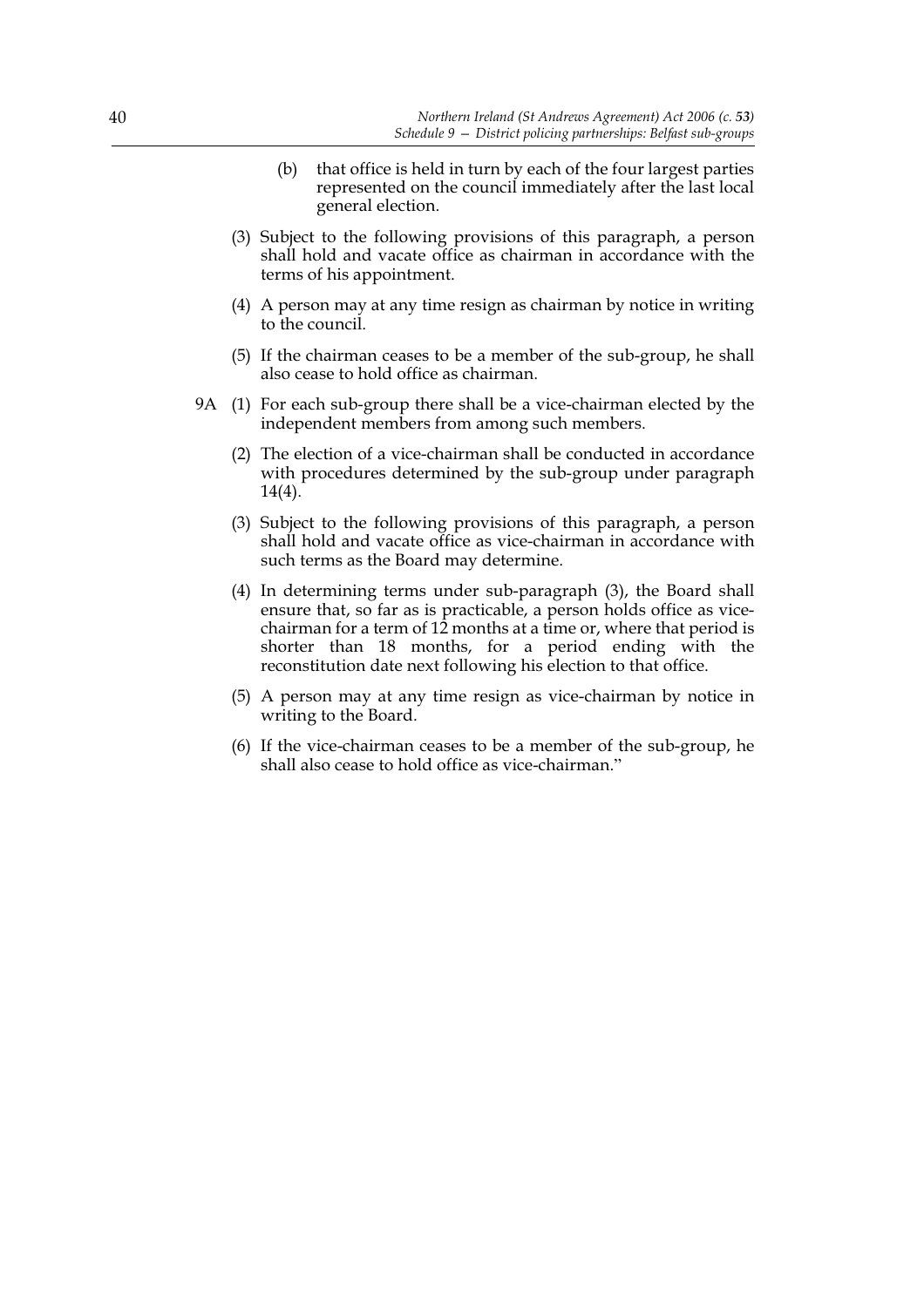(b) that office is held in turn by each of the four largest parties represented on the council immediately after the last local general election.

(3) Subject to the following provisions of this paragraph, a person shall hold and vacate office as chairman in accordance with the terms of his appointment.

(4) A person may at any time resign as chairman by notice in writing to the council.

(5) If the chairman ceases to be a member of the sub-group, he shall also cease to hold office as chairman.

9A (1) For each sub-group there shall be a vice-chairman elected by the independent members from among such members.

(2) The election of a vice-chairman shall be conducted in accordance with procedures determined by the sub-group under paragraph 14(4).

(3) Subject to the following provisions of this paragraph, a person shall hold and vacate office as vice-chairman in accordance with such terms as the Board may determine.

(4) In determining terms under sub-paragraph (3), the Board shall ensure that, so far as is practicable, a person holds office as vice-chairman for a term of 12 months at a time or, where that period is shorter than 18 months, for a period ending with the reconstitution date next following his election to that office.

(5) A person may at any time resign as vice-chairman by notice in writing to the Board.

(6) If the vice-chairman ceases to be a member of the sub-group, he shall also cease to hold office as vice-chairman."